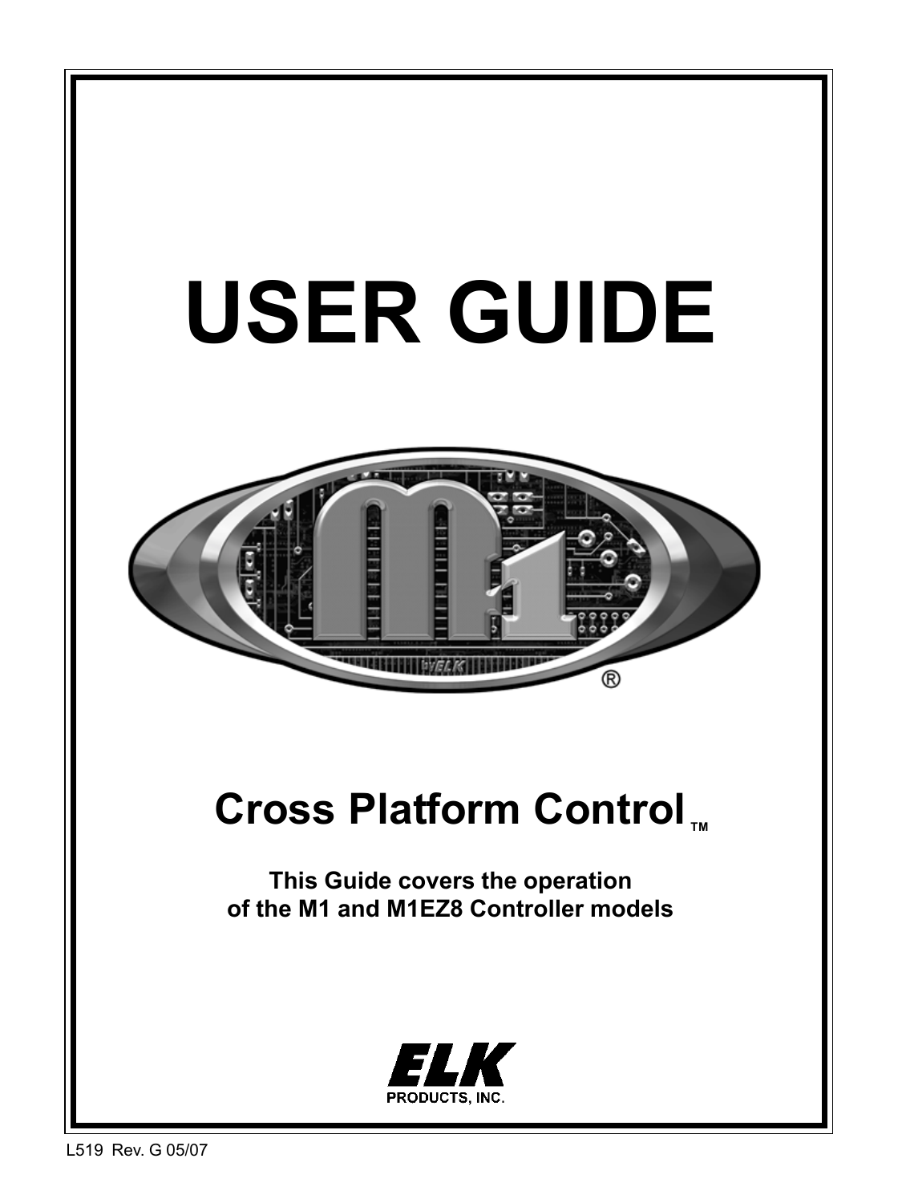# USER GUIDE

## Cross Platform Control™

**This Guide covers the operation of the M1 and M1EZ8 Controller models**

ELK PRODUCTS, INC.

L519 Rev. G 05/07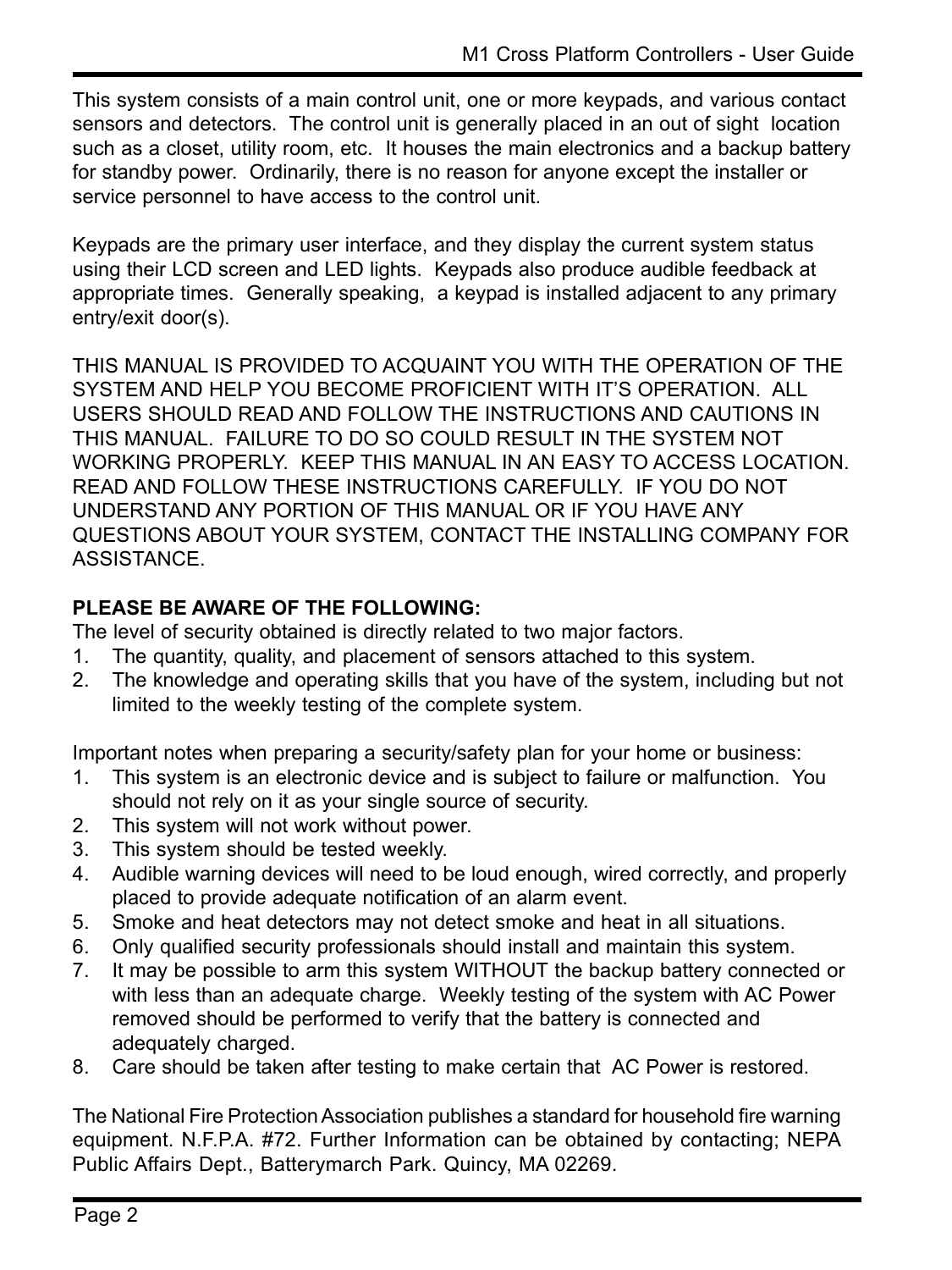This system consists of a main control unit, one or more keypads, and various contact sensors and detectors. The control unit is generally placed in an out of sight location such as a closet, utility room, etc. It houses the main electronics and a backup battery for standby power. Ordinarily, there is no reason for anyone except the installer or service personnel to have access to the control unit.

Keypads are the primary user interface, and they display the current system status using their LCD screen and LED lights. Keypads also produce audible feedback at appropriate times. Generally speaking, a keypad is installed adjacent to any primary entry/exit door(s).

THIS MANUAL IS PROVIDED TO ACQUAINT YOU WITH THE OPERATION OF THE SYSTEM AND HELP YOU BECOME PROFICIENT WITH IT'S OPERATION. ALL USERS SHOULD READ AND FOLLOW THE INSTRUCTIONS AND CAUTIONS IN THIS MANUAL. FAILURE TO DO SO COULD RESULT IN THE SYSTEM NOT WORKING PROPERLY. KEEP THIS MANUAL IN AN EASY TO ACCESS LOCATION. READ AND FOLLOW THESE INSTRUCTIONS CAREFULLY. IF YOU DO NOT UNDERSTAND ANY PORTION OF THIS MANUAL OR IF YOU HAVE ANY QUESTIONS ABOUT YOUR SYSTEM, CONTACT THE INSTALLING COMPANY FOR ASSISTANCE.

**PLEASE BE AWARE OF THE FOLLOWING:**

The level of security obtained is directly related to two major factors.

1. The quantity, quality, and placement of sensors attached to this system.
2. The knowledge and operating skills that you have of the system, including but not limited to the weekly testing of the complete system.

Important notes when preparing a security/safety plan for your home or business:

1. This system is an electronic device and is subject to failure or malfunction. You should not rely on it as your single source of security.
2. This system will not work without power.
3. This system should be tested weekly.
4. Audible warning devices will need to be loud enough, wired correctly, and properly placed to provide adequate notification of an alarm event.
5. Smoke and heat detectors may not detect smoke and heat in all situations.
6. Only qualified security professionals should install and maintain this system.
7. It may be possible to arm this system WITHOUT the backup battery connected or with less than an adequate charge. Weekly testing of the system with AC Power removed should be performed to verify that the battery is connected and adequately charged.
8. Care should be taken after testing to make certain that AC Power is restored.

The National Fire Protection Association publishes a standard for household fire warning equipment. N.F.P.A. #72. Further Information can be obtained by contacting; NEPA Public Affairs Dept., Batterymarch Park. Quincy, MA 02269.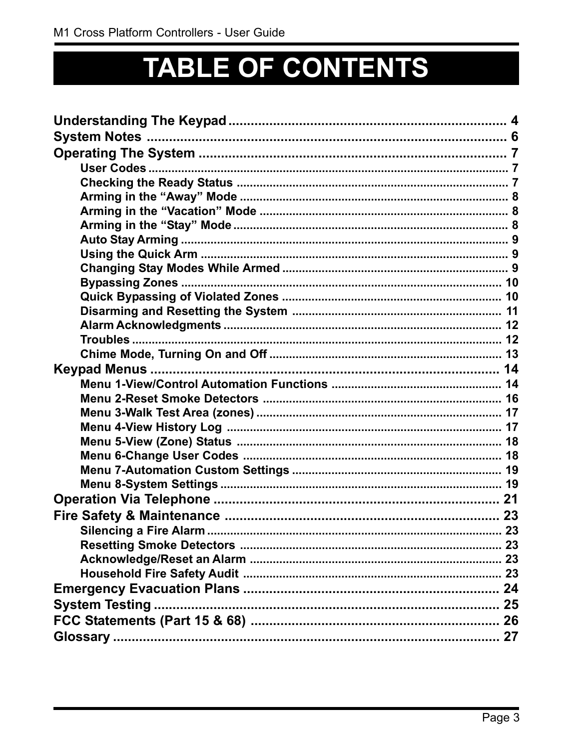# TABLE OF CONTENTS

**Understanding The Keypad** .......... 4
**System Notes** .......... 6
**Operating The System** .......... 7
- User Codes .......... 7
- Checking the Ready Status .......... 7
- Arming in the “Away” Mode .......... 8
- Arming in the “Vacation” Mode .......... 8
- Arming in the “Stay” Mode .......... 8
- Auto Stay Arming .......... 9
- Using the Quick Arm .......... 9
- Changing Stay Modes While Armed .......... 9
- Bypassing Zones .......... 10
- Quick Bypassing of Violated Zones .......... 10
- Disarming and Resetting the System .......... 11
- Alarm Acknowledgments .......... 12
- Troubles .......... 12
- Chime Mode, Turning On and Off .......... 13

**Keypad Menus** .......... 14
- Menu 1-View/Control Automation Functions .......... 14
- Menu 2-Reset Smoke Detectors .......... 16
- Menu 3-Walk Test Area (zones) .......... 17
- Menu 4-View History Log .......... 17
- Menu 5-View (Zone) Status .......... 18
- Menu 6-Change User Codes .......... 18
- Menu 7-Automation Custom Settings .......... 19
- Menu 8-System Settings .......... 19

**Operation Via Telephone** .......... 21
**Fire Safety & Maintenance** .......... 23
- Silencing a Fire Alarm .......... 23
- Resetting Smoke Detectors .......... 23
- Acknowledge/Reset an Alarm .......... 23
- Household Fire Safety Audit .......... 23

**Emergency Evacuation Plans** .......... 24
**System Testing** .......... 25
**FCC Statements (Part 15 & 68)** .......... 26
**Glossary** .......... 27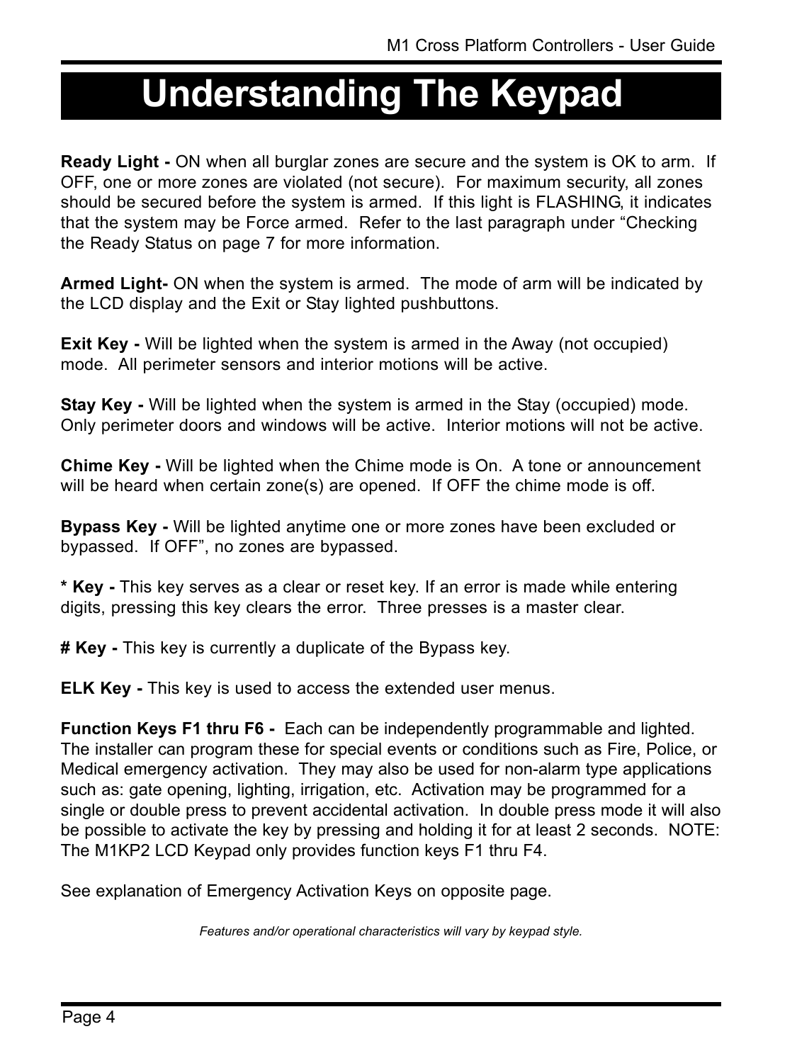# Understanding The Keypad

**Ready Light -** ON when all burglar zones are secure and the system is OK to arm. If OFF, one or more zones are violated (not secure). For maximum security, all zones should be secured before the system is armed. If this light is FLASHING, it indicates that the system may be Force armed. Refer to the last paragraph under "Checking the Ready Status on page 7 for more information.

**Armed Light-** ON when the system is armed. The mode of arm will be indicated by the LCD display and the Exit or Stay lighted pushbuttons.

**Exit Key -** Will be lighted when the system is armed in the Away (not occupied) mode. All perimeter sensors and interior motions will be active.

**Stay Key -** Will be lighted when the system is armed in the Stay (occupied) mode. Only perimeter doors and windows will be active. Interior motions will not be active.

**Chime Key -** Will be lighted when the Chime mode is On. A tone or announcement will be heard when certain zone(s) are opened. If OFF the chime mode is off.

**Bypass Key -** Will be lighted anytime one or more zones have been excluded or bypassed. If OFF", no zones are bypassed.

**\* Key -** This key serves as a clear or reset key. If an error is made while entering digits, pressing this key clears the error. Three presses is a master clear.

**# Key -** This key is currently a duplicate of the Bypass key.

**ELK Key -** This key is used to access the extended user menus.

**Function Keys F1 thru F6 -** Each can be independently programmable and lighted. The installer can program these for special events or conditions such as Fire, Police, or Medical emergency activation. They may also be used for non-alarm type applications such as: gate opening, lighting, irrigation, etc. Activation may be programmed for a single or double press to prevent accidental activation. In double press mode it will also be possible to activate the key by pressing and holding it for at least 2 seconds. NOTE: The M1KP2 LCD Keypad only provides function keys F1 thru F4.

See explanation of Emergency Activation Keys on opposite page.

*Features and/or operational characteristics will vary by keypad style.*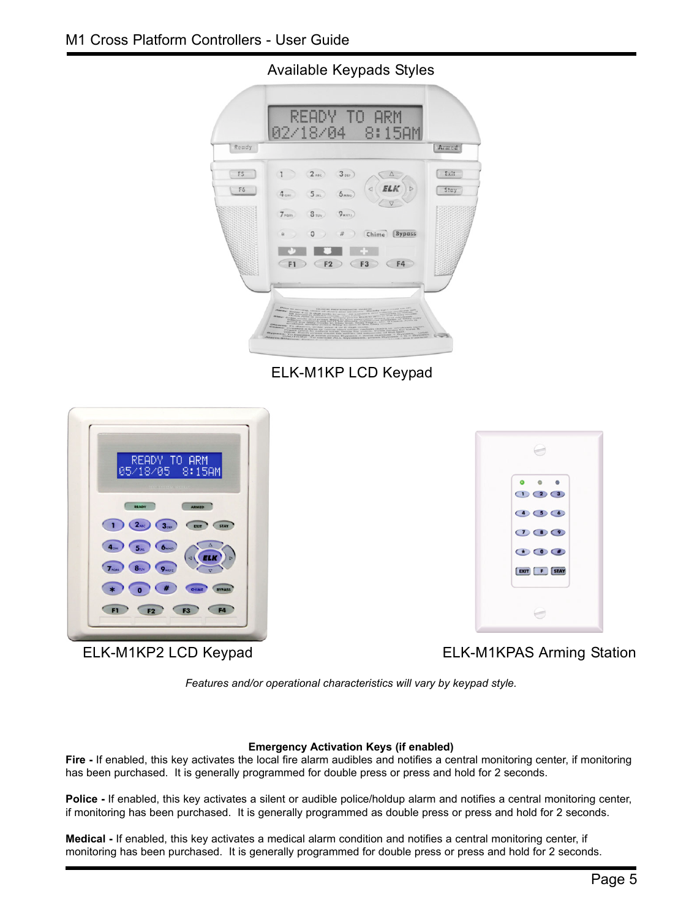## Available Keypads Styles

ELK-M1KP LCD Keypad

ELK-M1KP2 LCD Keypad

ELK-M1KPAS Arming Station

*Features and/or operational characteristics will vary by keypad style.*

**Emergency Activation Keys (if enabled)**

**Fire -** If enabled, this key activates the local fire alarm audibles and notifies a central monitoring center, if monitoring has been purchased. It is generally programmed for double press or press and hold for 2 seconds.

**Police -** If enabled, this key activates a silent or audible police/holdup alarm and notifies a central monitoring center, if monitoring has been purchased. It is generally programmed as double press or press and hold for 2 seconds.

**Medical -** If enabled, this key activates a medical alarm condition and notifies a central monitoring center, if monitoring has been purchased. It is generally programmed for double press or press and hold for 2 seconds.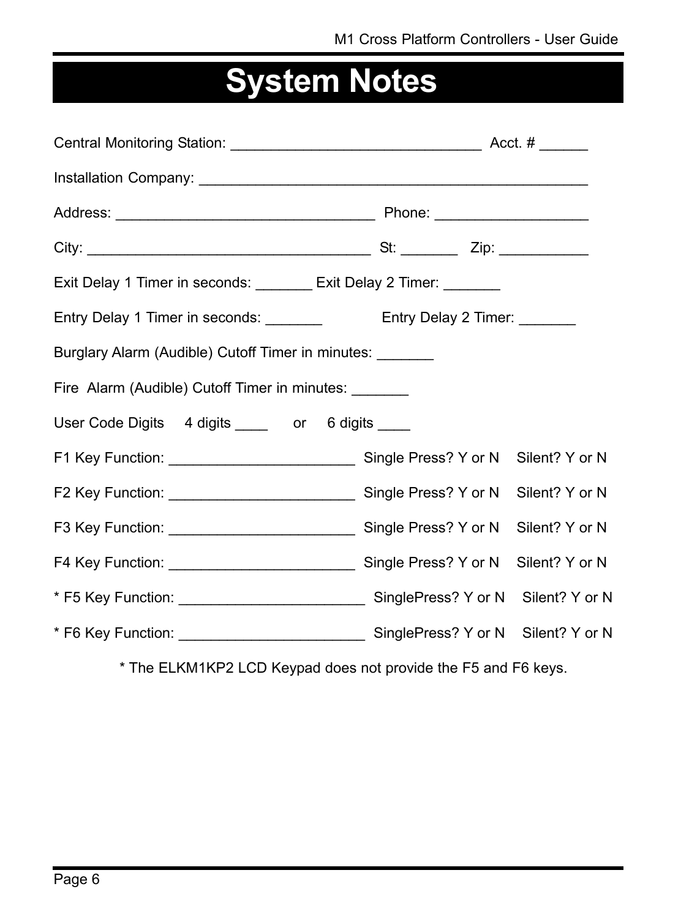# System Notes

Central Monitoring Station: _______________________________ Acct. # ______

Installation Company: _________________________________________________

Address: _________________________________ Phone: ___________________

City: ____________________________________ St: _______ Zip: ___________

Exit Delay 1 Timer in seconds: _______ Exit Delay 2 Timer: _______

Entry Delay 1 Timer in seconds: _______ Entry Delay 2 Timer: _______

Burglary Alarm (Audible) Cutoff Timer in minutes: _______

Fire Alarm (Audible) Cutoff Timer in minutes: _______

User Code Digits 4 digits ____ or 6 digits ____

F1 Key Function: _______________________ Single Press? Y or N Silent? Y or N

F2 Key Function: _______________________ Single Press? Y or N Silent? Y or N

F3 Key Function: _______________________ Single Press? Y or N Silent? Y or N

F4 Key Function: _______________________ Single Press? Y or N Silent? Y or N

* F5 Key Function: _______________________ SinglePress? Y or N Silent? Y or N

* F6 Key Function: _______________________ SinglePress? Y or N Silent? Y or N

* The ELKM1KP2 LCD Keypad does not provide the F5 and F6 keys.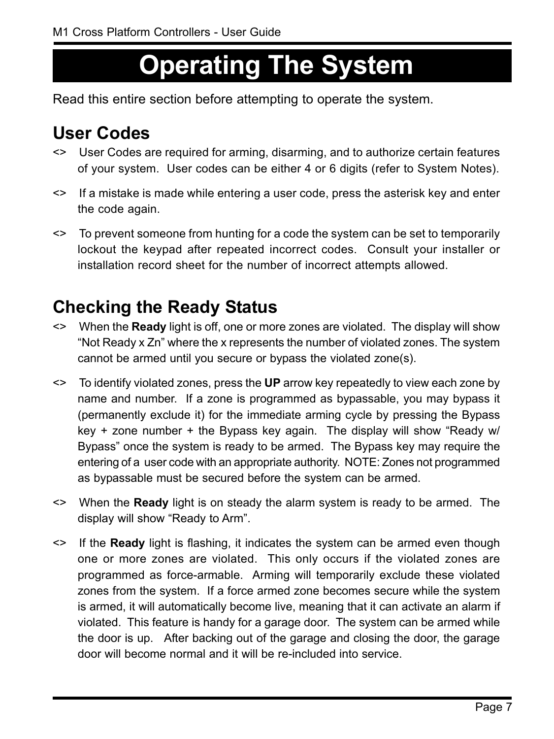# Operating The System

Read this entire section before attempting to operate the system.

## User Codes

<> User Codes are required for arming, disarming, and to authorize certain features of your system. User codes can be either 4 or 6 digits (refer to System Notes).

<> If a mistake is made while entering a user code, press the asterisk key and enter the code again.

<> To prevent someone from hunting for a code the system can be set to temporarily lockout the keypad after repeated incorrect codes. Consult your installer or installation record sheet for the number of incorrect attempts allowed.

## Checking the Ready Status

<> When the **Ready** light is off, one or more zones are violated. The display will show "Not Ready x Zn" where the x represents the number of violated zones. The system cannot be armed until you secure or bypass the violated zone(s).

<> To identify violated zones, press the **UP** arrow key repeatedly to view each zone by name and number. If a zone is programmed as bypassable, you may bypass it (permanently exclude it) for the immediate arming cycle by pressing the Bypass key + zone number + the Bypass key again. The display will show "Ready w/ Bypass" once the system is ready to be armed. The Bypass key may require the entering of a user code with an appropriate authority. NOTE: Zones not programmed as bypassable must be secured before the system can be armed.

<> When the **Ready** light is on steady the alarm system is ready to be armed. The display will show "Ready to Arm".

<> If the **Ready** light is flashing, it indicates the system can be armed even though one or more zones are violated. This only occurs if the violated zones are programmed as force-armable. Arming will temporarily exclude these violated zones from the system. If a force armed zone becomes secure while the system is armed, it will automatically become live, meaning that it can activate an alarm if violated. This feature is handy for a garage door. The system can be armed while the door is up. After backing out of the garage and closing the door, the garage door will become normal and it will be re-included into service.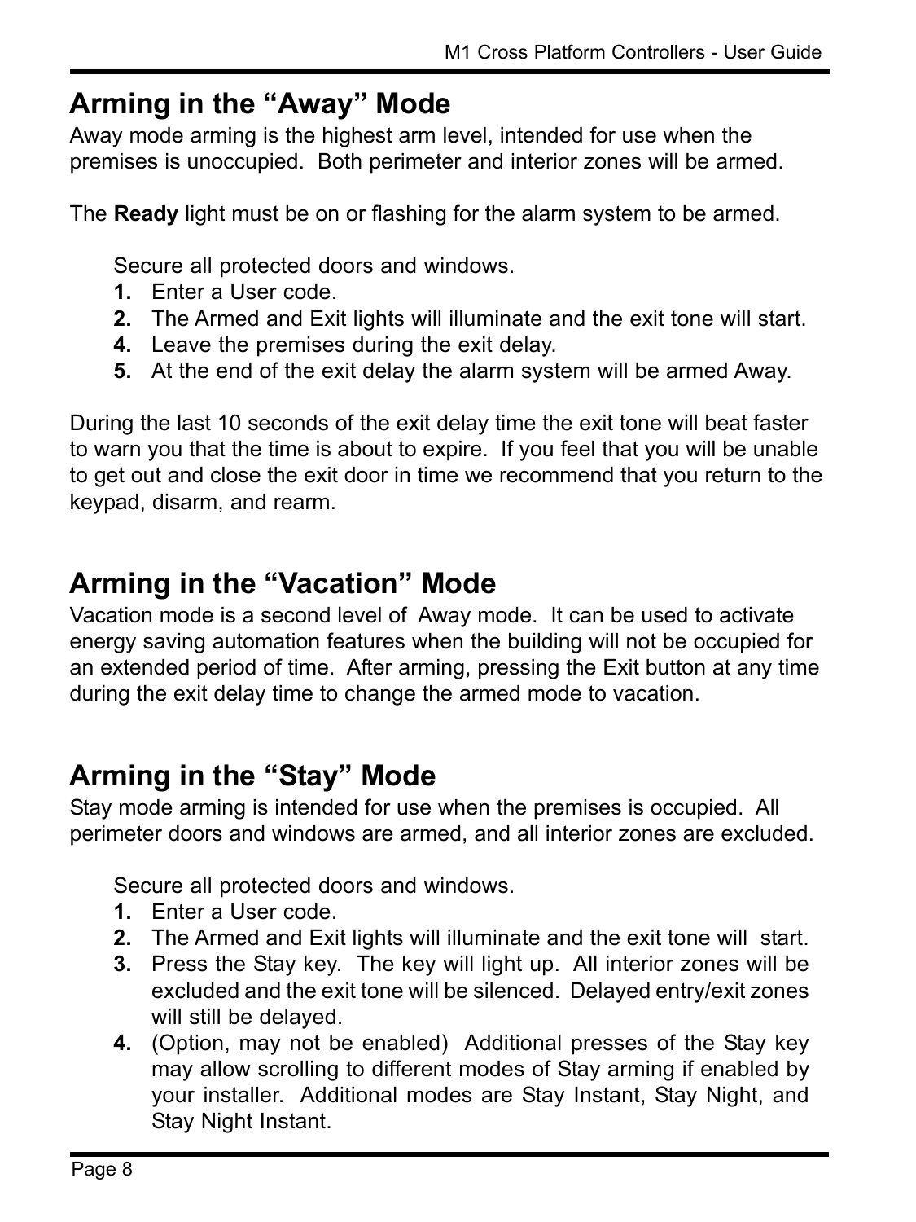## Arming in the "Away" Mode

Away mode arming is the highest arm level, intended for use when the premises is unoccupied. Both perimeter and interior zones will be armed.

The **Ready** light must be on or flashing for the alarm system to be armed.

Secure all protected doors and windows.

1. Enter a User code.
2. The Armed and Exit lights will illuminate and the exit tone will start.
4. Leave the premises during the exit delay.
5. At the end of the exit delay the alarm system will be armed Away.

During the last 10 seconds of the exit delay time the exit tone will beat faster to warn you that the time is about to expire. If you feel that you will be unable to get out and close the exit door in time we recommend that you return to the keypad, disarm, and rearm.

## Arming in the "Vacation" Mode

Vacation mode is a second level of Away mode. It can be used to activate energy saving automation features when the building will not be occupied for an extended period of time. After arming, pressing the Exit button at any time during the exit delay time to change the armed mode to vacation.

## Arming in the "Stay" Mode

Stay mode arming is intended for use when the premises is occupied. All perimeter doors and windows are armed, and all interior zones are excluded.

Secure all protected doors and windows.

1. Enter a User code.
2. The Armed and Exit lights will illuminate and the exit tone will start.
3. Press the Stay key. The key will light up. All interior zones will be excluded and the exit tone will be silenced. Delayed entry/exit zones will still be delayed.
4. (Option, may not be enabled) Additional presses of the Stay key may allow scrolling to different modes of Stay arming if enabled by your installer. Additional modes are Stay Instant, Stay Night, and Stay Night Instant.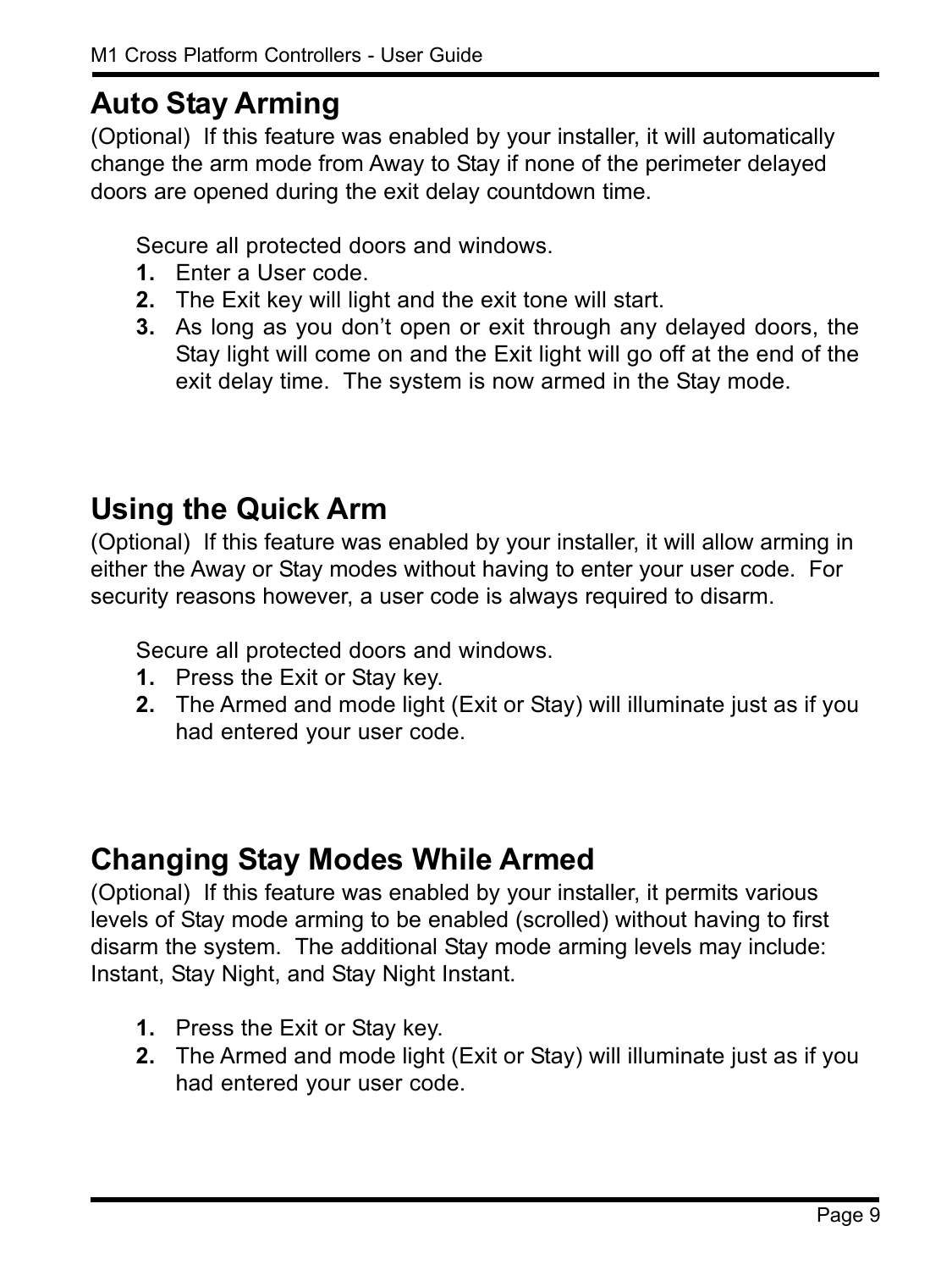## Auto Stay Arming

(Optional) If this feature was enabled by your installer, it will automatically change the arm mode from Away to Stay if none of the perimeter delayed doors are opened during the exit delay countdown time.

Secure all protected doors and windows.

1. Enter a User code.
2. The Exit key will light and the exit tone will start.
3. As long as you don't open or exit through any delayed doors, the Stay light will come on and the Exit light will go off at the end of the exit delay time. The system is now armed in the Stay mode.

## Using the Quick Arm

(Optional) If this feature was enabled by your installer, it will allow arming in either the Away or Stay modes without having to enter your user code. For security reasons however, a user code is always required to disarm.

Secure all protected doors and windows.

1. Press the Exit or Stay key.
2. The Armed and mode light (Exit or Stay) will illuminate just as if you had entered your user code.

## Changing Stay Modes While Armed

(Optional) If this feature was enabled by your installer, it permits various levels of Stay mode arming to be enabled (scrolled) without having to first disarm the system. The additional Stay mode arming levels may include: Instant, Stay Night, and Stay Night Instant.

1. Press the Exit or Stay key.
2. The Armed and mode light (Exit or Stay) will illuminate just as if you had entered your user code.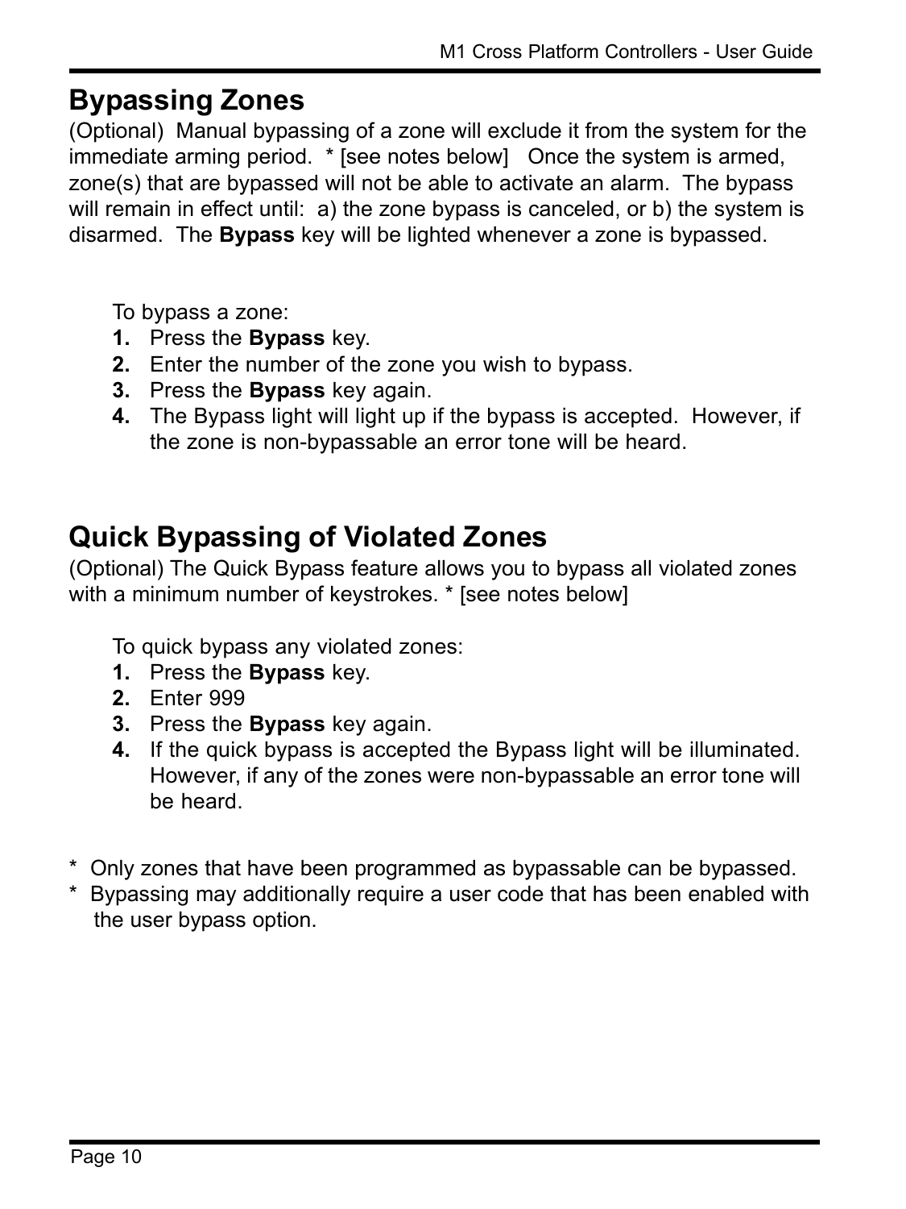## Bypassing Zones

(Optional) Manual bypassing of a zone will exclude it from the system for the immediate arming period. * [see notes below] Once the system is armed, zone(s) that are bypassed will not be able to activate an alarm. The bypass will remain in effect until: a) the zone bypass is canceled, or b) the system is disarmed. The **Bypass** key will be lighted whenever a zone is bypassed.

To bypass a zone:

1. Press the **Bypass** key.
2. Enter the number of the zone you wish to bypass.
3. Press the **Bypass** key again.
4. The Bypass light will light up if the bypass is accepted. However, if the zone is non-bypassable an error tone will be heard.

## Quick Bypassing of Violated Zones

(Optional) The Quick Bypass feature allows you to bypass all violated zones with a minimum number of keystrokes. * [see notes below]

To quick bypass any violated zones:

1. Press the **Bypass** key.
2. Enter 999
3. Press the **Bypass** key again.
4. If the quick bypass is accepted the Bypass light will be illuminated. However, if any of the zones were non-bypassable an error tone will be heard.

\* Only zones that have been programmed as bypassable can be bypassed.
\* Bypassing may additionally require a user code that has been enabled with the user bypass option.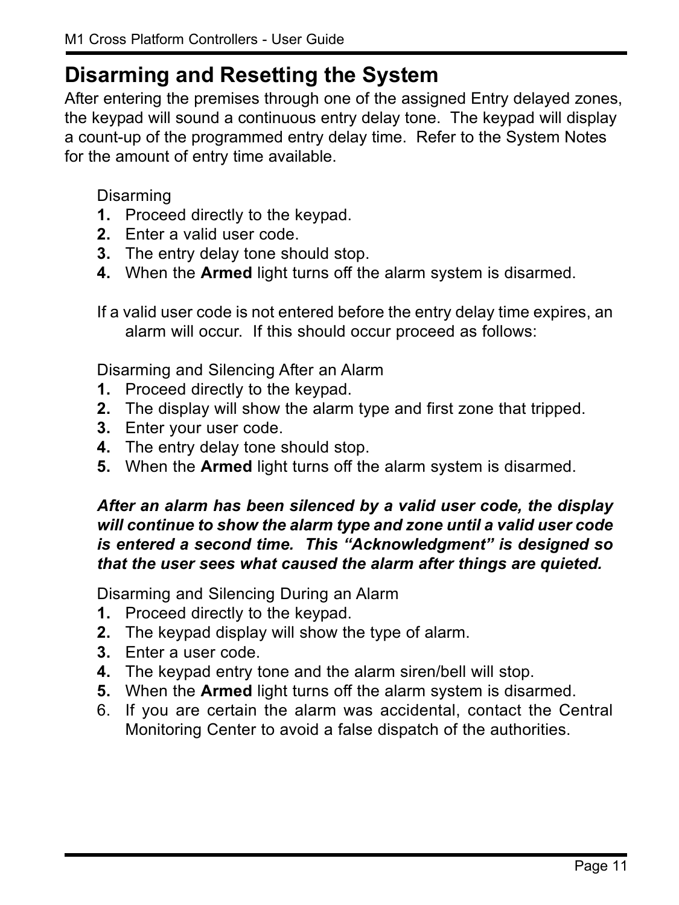# Disarming and Resetting the System

After entering the premises through one of the assigned Entry delayed zones, the keypad will sound a continuous entry delay tone. The keypad will display a count-up of the programmed entry delay time. Refer to the System Notes for the amount of entry time available.

Disarming

1. Proceed directly to the keypad.
2. Enter a valid user code.
3. The entry delay tone should stop.
4. When the **Armed** light turns off the alarm system is disarmed.

If a valid user code is not entered before the entry delay time expires, an alarm will occur. If this should occur proceed as follows:

Disarming and Silencing After an Alarm

1. Proceed directly to the keypad.
2. The display will show the alarm type and first zone that tripped.
3. Enter your user code.
4. The entry delay tone should stop.
5. When the **Armed** light turns off the alarm system is disarmed.

***After an alarm has been silenced by a valid user code, the display will continue to show the alarm type and zone until a valid user code is entered a second time. This "Acknowledgment" is designed so that the user sees what caused the alarm after things are quieted.***

Disarming and Silencing During an Alarm

1. Proceed directly to the keypad.
2. The keypad display will show the type of alarm.
3. Enter a user code.
4. The keypad entry tone and the alarm siren/bell will stop.
5. When the **Armed** light turns off the alarm system is disarmed.
6. If you are certain the alarm was accidental, contact the Central Monitoring Center to avoid a false dispatch of the authorities.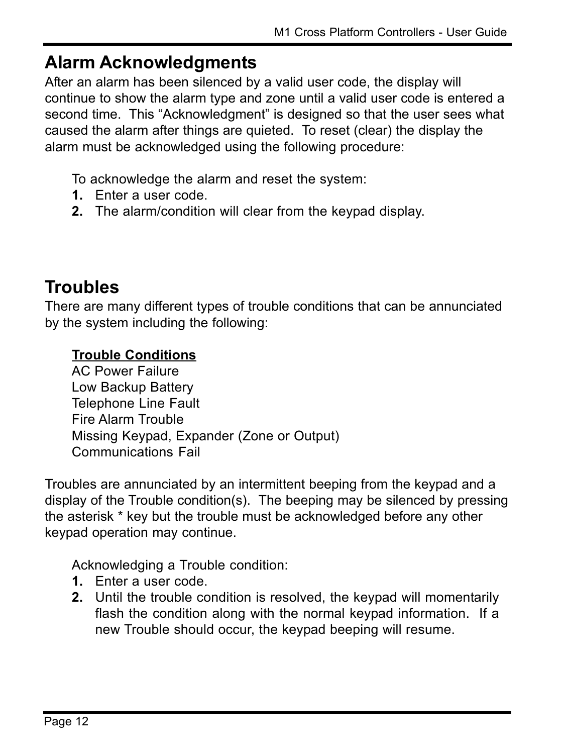## Alarm Acknowledgments

After an alarm has been silenced by a valid user code, the display will continue to show the alarm type and zone until a valid user code is entered a second time. This “Acknowledgment” is designed so that the user sees what caused the alarm after things are quieted. To reset (clear) the display the alarm must be acknowledged using the following procedure:

To acknowledge the alarm and reset the system:

1. Enter a user code.
2. The alarm/condition will clear from the keypad display.

## Troubles

There are many different types of trouble conditions that can be annunciated by the system including the following:

**Trouble Conditions**
AC Power Failure
Low Backup Battery
Telephone Line Fault
Fire Alarm Trouble
Missing Keypad, Expander (Zone or Output)
Communications Fail

Troubles are annunciated by an intermittent beeping from the keypad and a display of the Trouble condition(s). The beeping may be silenced by pressing the asterisk * key but the trouble must be acknowledged before any other keypad operation may continue.

Acknowledging a Trouble condition:

1. Enter a user code.
2. Until the trouble condition is resolved, the keypad will momentarily flash the condition along with the normal keypad information. If a new Trouble should occur, the keypad beeping will resume.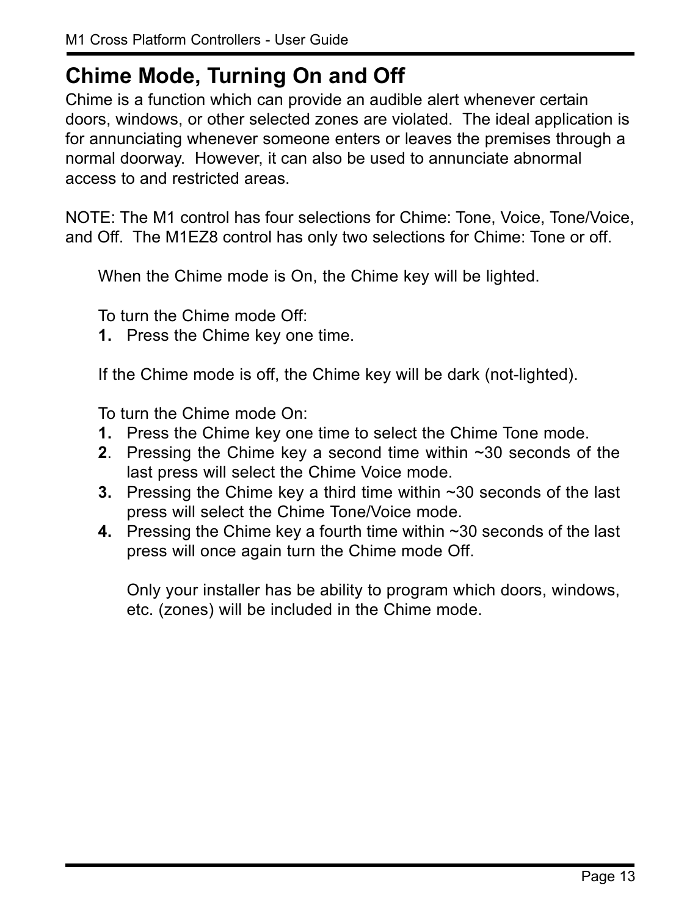# Chime Mode, Turning On and Off

Chime is a function which can provide an audible alert whenever certain doors, windows, or other selected zones are violated. The ideal application is for annunciating whenever someone enters or leaves the premises through a normal doorway. However, it can also be used to annunciate abnormal access to and restricted areas.

NOTE: The M1 control has four selections for Chime: Tone, Voice, Tone/Voice, and Off. The M1EZ8 control has only two selections for Chime: Tone or off.

When the Chime mode is On, the Chime key will be lighted.

To turn the Chime mode Off:

1. Press the Chime key one time.

If the Chime mode is off, the Chime key will be dark (not-lighted).

To turn the Chime mode On:

1. Press the Chime key one time to select the Chime Tone mode.
2. Pressing the Chime key a second time within ~30 seconds of the last press will select the Chime Voice mode.
3. Pressing the Chime key a third time within ~30 seconds of the last press will select the Chime Tone/Voice mode.
4. Pressing the Chime key a fourth time within ~30 seconds of the last press will once again turn the Chime mode Off.

   Only your installer has be ability to program which doors, windows, etc. (zones) will be included in the Chime mode.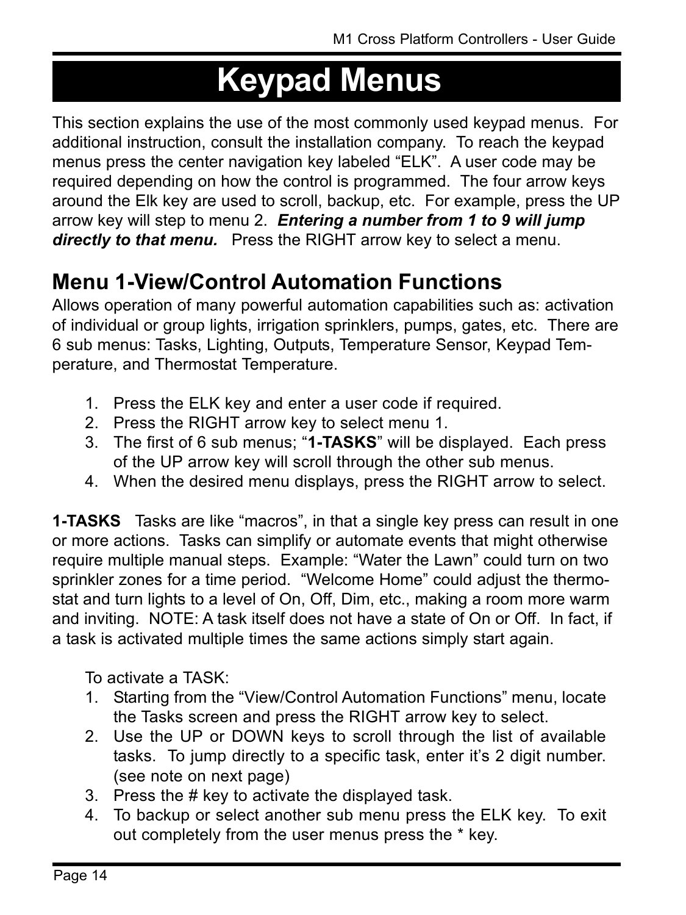# Keypad Menus

This section explains the use of the most commonly used keypad menus. For additional instruction, consult the installation company. To reach the keypad menus press the center navigation key labeled “ELK”. A user code may be required depending on how the control is programmed. The four arrow keys around the Elk key are used to scroll, backup, etc. For example, press the UP arrow key will step to menu 2. ***Entering a number from 1 to 9 will jump directly to that menu.*** Press the RIGHT arrow key to select a menu.

## Menu 1-View/Control Automation Functions

Allows operation of many powerful automation capabilities such as: activation of individual or group lights, irrigation sprinklers, pumps, gates, etc. There are 6 sub menus: Tasks, Lighting, Outputs, Temperature Sensor, Keypad Temperature, and Thermostat Temperature.

1. Press the ELK key and enter a user code if required.
2. Press the RIGHT arrow key to select menu 1.
3. The first of 6 sub menus; “**1-TASKS**” will be displayed. Each press of the UP arrow key will scroll through the other sub menus.
4. When the desired menu displays, press the RIGHT arrow to select.

**1-TASKS** Tasks are like “macros”, in that a single key press can result in one or more actions. Tasks can simplify or automate events that might otherwise require multiple manual steps. Example: “Water the Lawn” could turn on two sprinkler zones for a time period. “Welcome Home” could adjust the thermostat and turn lights to a level of On, Off, Dim, etc., making a room more warm and inviting. NOTE: A task itself does not have a state of On or Off. In fact, if a task is activated multiple times the same actions simply start again.

To activate a TASK:

1. Starting from the “View/Control Automation Functions” menu, locate the Tasks screen and press the RIGHT arrow key to select.
2. Use the UP or DOWN keys to scroll through the list of available tasks. To jump directly to a specific task, enter it’s 2 digit number. (see note on next page)
3. Press the # key to activate the displayed task.
4. To backup or select another sub menu press the ELK key. To exit out completely from the user menus press the * key.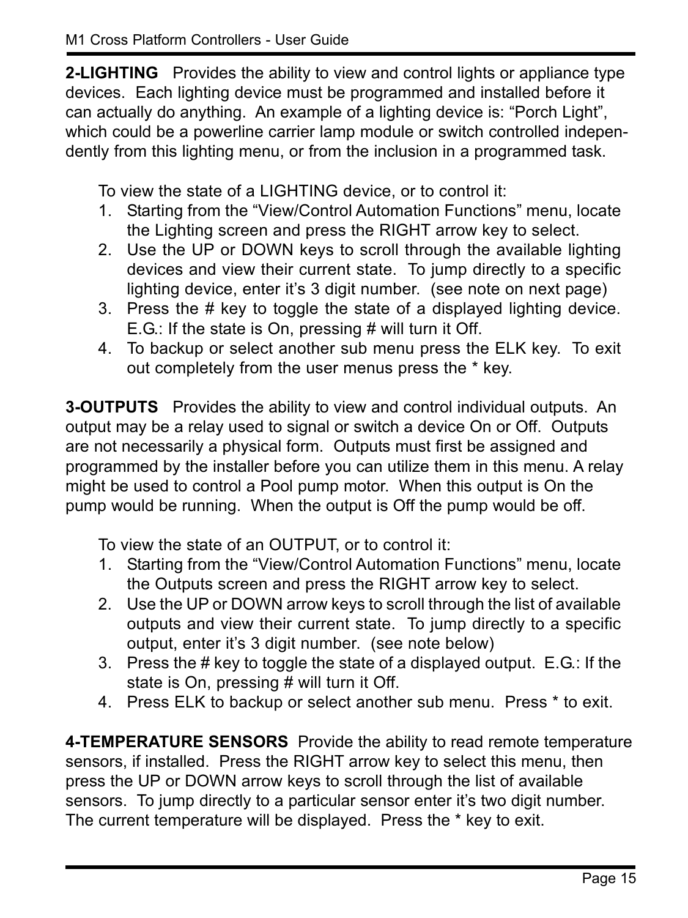**2-LIGHTING** Provides the ability to view and control lights or appliance type devices. Each lighting device must be programmed and installed before it can actually do anything. An example of a lighting device is: “Porch Light”, which could be a powerline carrier lamp module or switch controlled independently from this lighting menu, or from the inclusion in a programmed task.

To view the state of a LIGHTING device, or to control it:

1. Starting from the “View/Control Automation Functions” menu, locate the Lighting screen and press the RIGHT arrow key to select.
2. Use the UP or DOWN keys to scroll through the available lighting devices and view their current state. To jump directly to a specific lighting device, enter it’s 3 digit number. (see note on next page)
3. Press the # key to toggle the state of a displayed lighting device. E.G.: If the state is On, pressing # will turn it Off.
4. To backup or select another sub menu press the ELK key. To exit out completely from the user menus press the * key.

**3-OUTPUTS** Provides the ability to view and control individual outputs. An output may be a relay used to signal or switch a device On or Off. Outputs are not necessarily a physical form. Outputs must first be assigned and programmed by the installer before you can utilize them in this menu. A relay might be used to control a Pool pump motor. When this output is On the pump would be running. When the output is Off the pump would be off.

To view the state of an OUTPUT, or to control it:

1. Starting from the “View/Control Automation Functions” menu, locate the Outputs screen and press the RIGHT arrow key to select.
2. Use the UP or DOWN arrow keys to scroll through the list of available outputs and view their current state. To jump directly to a specific output, enter it’s 3 digit number. (see note below)
3. Press the # key to toggle the state of a displayed output. E.G.: If the state is On, pressing # will turn it Off.
4. Press ELK to backup or select another sub menu. Press * to exit.

**4-TEMPERATURE SENSORS** Provide the ability to read remote temperature sensors, if installed. Press the RIGHT arrow key to select this menu, then press the UP or DOWN arrow keys to scroll through the list of available sensors. To jump directly to a particular sensor enter it’s two digit number. The current temperature will be displayed. Press the * key to exit.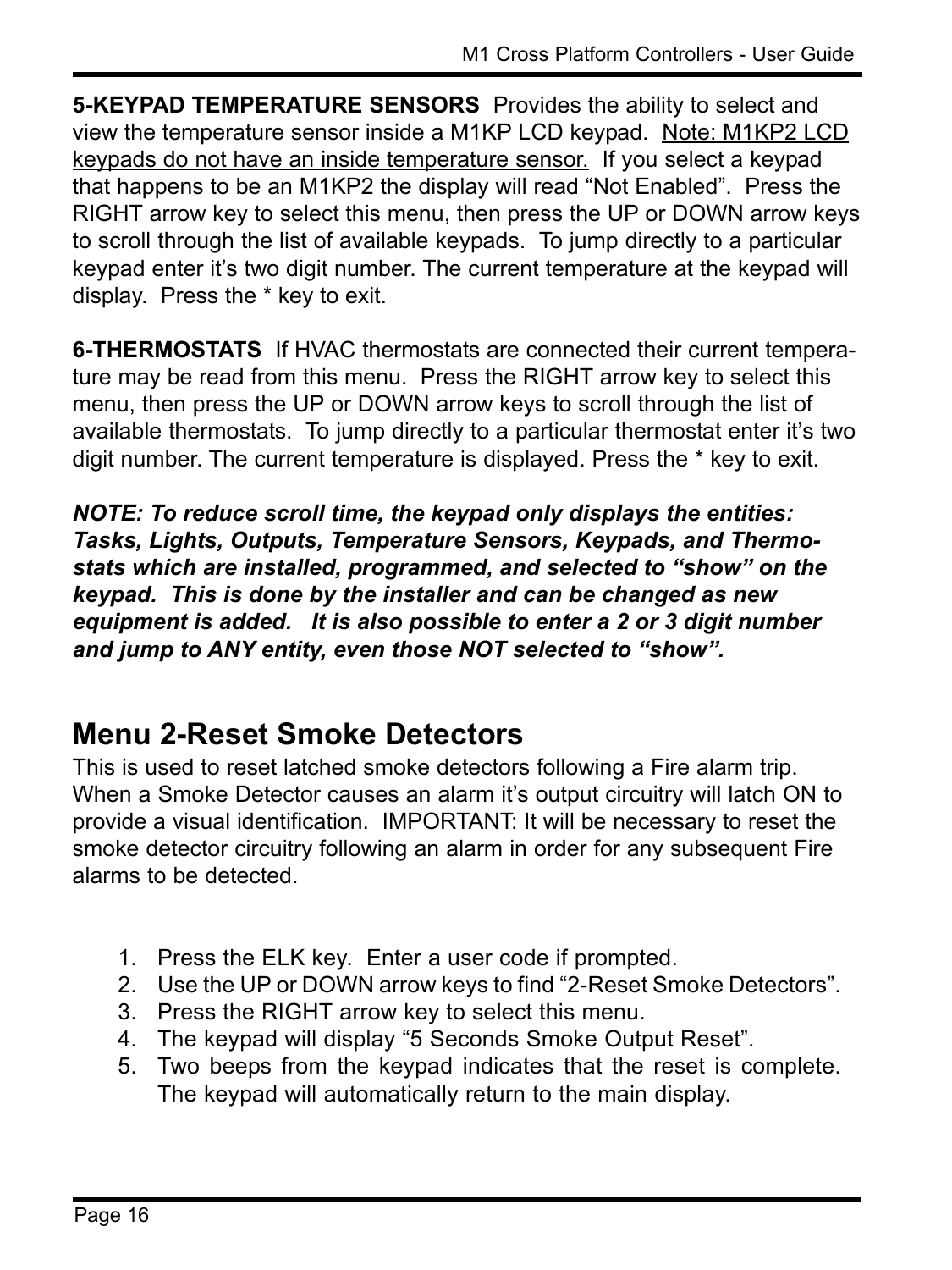**5-KEYPAD TEMPERATURE SENSORS** Provides the ability to select and view the temperature sensor inside a M1KP LCD keypad. Note: M1KP2 LCD keypads do not have an inside temperature sensor. If you select a keypad that happens to be an M1KP2 the display will read "Not Enabled". Press the RIGHT arrow key to select this menu, then press the UP or DOWN arrow keys to scroll through the list of available keypads. To jump directly to a particular keypad enter it's two digit number. The current temperature at the keypad will display. Press the * key to exit.

**6-THERMOSTATS** If HVAC thermostats are connected their current temperature may be read from this menu. Press the RIGHT arrow key to select this menu, then press the UP or DOWN arrow keys to scroll through the list of available thermostats. To jump directly to a particular thermostat enter it's two digit number. The current temperature is displayed. Press the * key to exit.

***NOTE: To reduce scroll time, the keypad only displays the entities: Tasks, Lights, Outputs, Temperature Sensors, Keypads, and Thermostats which are installed, programmed, and selected to "show" on the keypad. This is done by the installer and can be changed as new equipment is added. It is also possible to enter a 2 or 3 digit number and jump to ANY entity, even those NOT selected to "show".***

## Menu 2-Reset Smoke Detectors

This is used to reset latched smoke detectors following a Fire alarm trip. When a Smoke Detector causes an alarm it's output circuitry will latch ON to provide a visual identification. IMPORTANT: It will be necessary to reset the smoke detector circuitry following an alarm in order for any subsequent Fire alarms to be detected.

1. Press the ELK key. Enter a user code if prompted.
2. Use the UP or DOWN arrow keys to find "2-Reset Smoke Detectors".
3. Press the RIGHT arrow key to select this menu.
4. The keypad will display "5 Seconds Smoke Output Reset".
5. Two beeps from the keypad indicates that the reset is complete. The keypad will automatically return to the main display.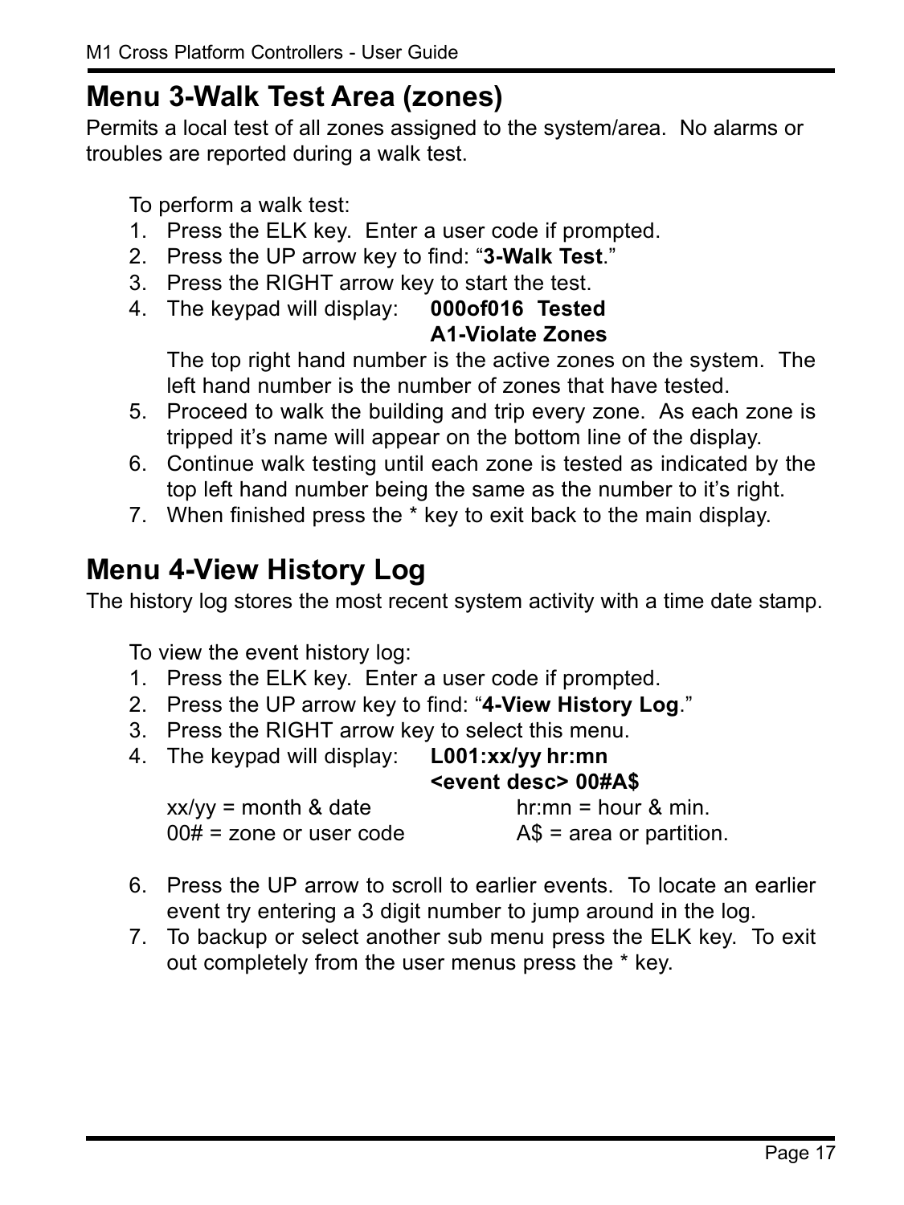## Menu 3-Walk Test Area (zones)

Permits a local test of all zones assigned to the system/area. No alarms or troubles are reported during a walk test.

To perform a walk test:

1. Press the ELK key. Enter a user code if prompted.
2. Press the UP arrow key to find: "**3-Walk Test**."
3. Press the RIGHT arrow key to start the test.
4. The keypad will display: **000of016 Tested**
   **A1-Violate Zones**

   The top right hand number is the active zones on the system. The left hand number is the number of zones that have tested.
5. Proceed to walk the building and trip every zone. As each zone is tripped it's name will appear on the bottom line of the display.
6. Continue walk testing until each zone is tested as indicated by the top left hand number being the same as the number to it's right.
7. When finished press the * key to exit back to the main display.

## Menu 4-View History Log

The history log stores the most recent system activity with a time date stamp.

To view the event history log:

1. Press the ELK key. Enter a user code if prompted.
2. Press the UP arrow key to find: "**4-View History Log**."
3. Press the RIGHT arrow key to select this menu.
4. The keypad will display: **L001:xx/yy hr:mn**
   **<event desc> 00#A$**

   xx/yy = month & date    hr:mn = hour & min.
   00# = zone or user code    A$ = area or partition.

6. Press the UP arrow to scroll to earlier events. To locate an earlier event try entering a 3 digit number to jump around in the log.
7. To backup or select another sub menu press the ELK key. To exit out completely from the user menus press the * key.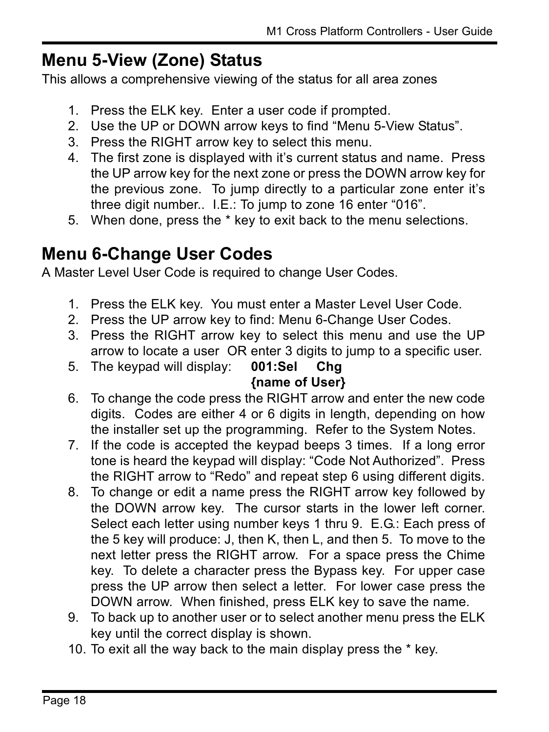## Menu 5-View (Zone) Status

This allows a comprehensive viewing of the status for all area zones

1. Press the ELK key. Enter a user code if prompted.
2. Use the UP or DOWN arrow keys to find “Menu 5-View Status”.
3. Press the RIGHT arrow key to select this menu.
4. The first zone is displayed with it’s current status and name. Press the UP arrow key for the next zone or press the DOWN arrow key for the previous zone. To jump directly to a particular zone enter it’s three digit number.. I.E.: To jump to zone 16 enter “016”.
5. When done, press the * key to exit back to the menu selections.

## Menu 6-Change User Codes

A Master Level User Code is required to change User Codes.

1. Press the ELK key. You must enter a Master Level User Code.
2. Press the UP arrow key to find: Menu 6-Change User Codes.
3. Press the RIGHT arrow key to select this menu and use the UP arrow to locate a user OR enter 3 digits to jump to a specific user.

5. The keypad will display: **001:Sel Chg**
   **{name of User}**
6. To change the code press the RIGHT arrow and enter the new code digits. Codes are either 4 or 6 digits in length, depending on how the installer set up the programming. Refer to the System Notes.
7. If the code is accepted the keypad beeps 3 times. If a long error tone is heard the keypad will display: “Code Not Authorized”. Press the RIGHT arrow to “Redo” and repeat step 6 using different digits.
8. To change or edit a name press the RIGHT arrow key followed by the DOWN arrow key. The cursor starts in the lower left corner. Select each letter using number keys 1 thru 9. E.G.: Each press of the 5 key will produce: J, then K, then L, and then 5. To move to the next letter press the RIGHT arrow. For a space press the Chime key. To delete a character press the Bypass key. For upper case press the UP arrow then select a letter. For lower case press the DOWN arrow. When finished, press ELK key to save the name.
9. To back up to another user or to select another menu press the ELK key until the correct display is shown.
10. To exit all the way back to the main display press the * key.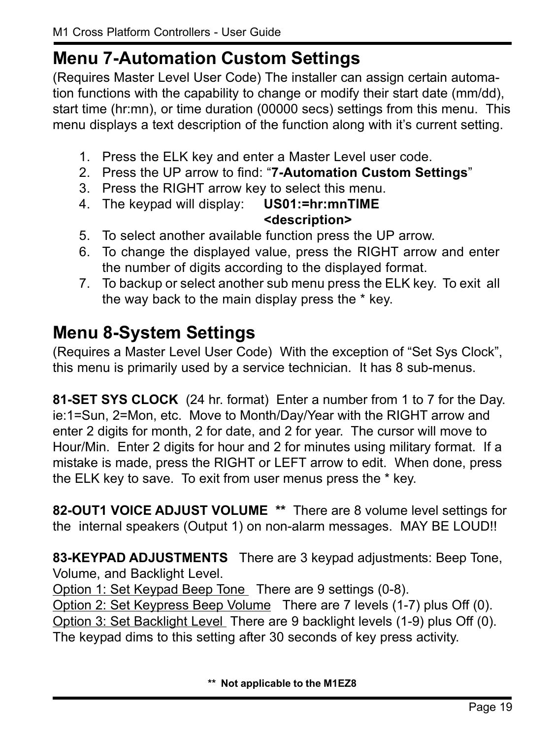## Menu 7-Automation Custom Settings

(Requires Master Level User Code) The installer can assign certain automation functions with the capability to change or modify their start date (mm/dd), start time (hr:mn), or time duration (00000 secs) settings from this menu. This menu displays a text description of the function along with it's current setting.

1. Press the ELK key and enter a Master Level user code.
2. Press the UP arrow to find: "**7-Automation Custom Settings**"
3. Press the RIGHT arrow key to select this menu.
4. The keypad will display: **US01:=hr:mnTIME**
   **<description>**
5. To select another available function press the UP arrow.
6. To change the displayed value, press the RIGHT arrow and enter the number of digits according to the displayed format.
7. To backup or select another sub menu press the ELK key. To exit all the way back to the main display press the * key.

## Menu 8-System Settings

(Requires a Master Level User Code) With the exception of "Set Sys Clock", this menu is primarily used by a service technician. It has 8 sub-menus.

**81-SET SYS CLOCK** (24 hr. format) Enter a number from 1 to 7 for the Day. ie:1=Sun, 2=Mon, etc. Move to Month/Day/Year with the RIGHT arrow and enter 2 digits for month, 2 for date, and 2 for year. The cursor will move to Hour/Min. Enter 2 digits for hour and 2 for minutes using military format. If a mistake is made, press the RIGHT or LEFT arrow to edit. When done, press the ELK key to save. To exit from user menus press the * key.

**82-OUT1 VOICE ADJUST VOLUME \*\*** There are 8 volume level settings for the internal speakers (Output 1) on non-alarm messages. MAY BE LOUD!!

**83-KEYPAD ADJUSTMENTS** There are 3 keypad adjustments: Beep Tone, Volume, and Backlight Level.
<u>Option 1: Set Keypad Beep Tone</u> There are 9 settings (0-8).
<u>Option 2: Set Keypress Beep Volume</u> There are 7 levels (1-7) plus Off (0).
<u>Option 3: Set Backlight Level</u> There are 9 backlight levels (1-9) plus Off (0). The keypad dims to this setting after 30 seconds of key press activity.

**\*\* Not applicable to the M1EZ8**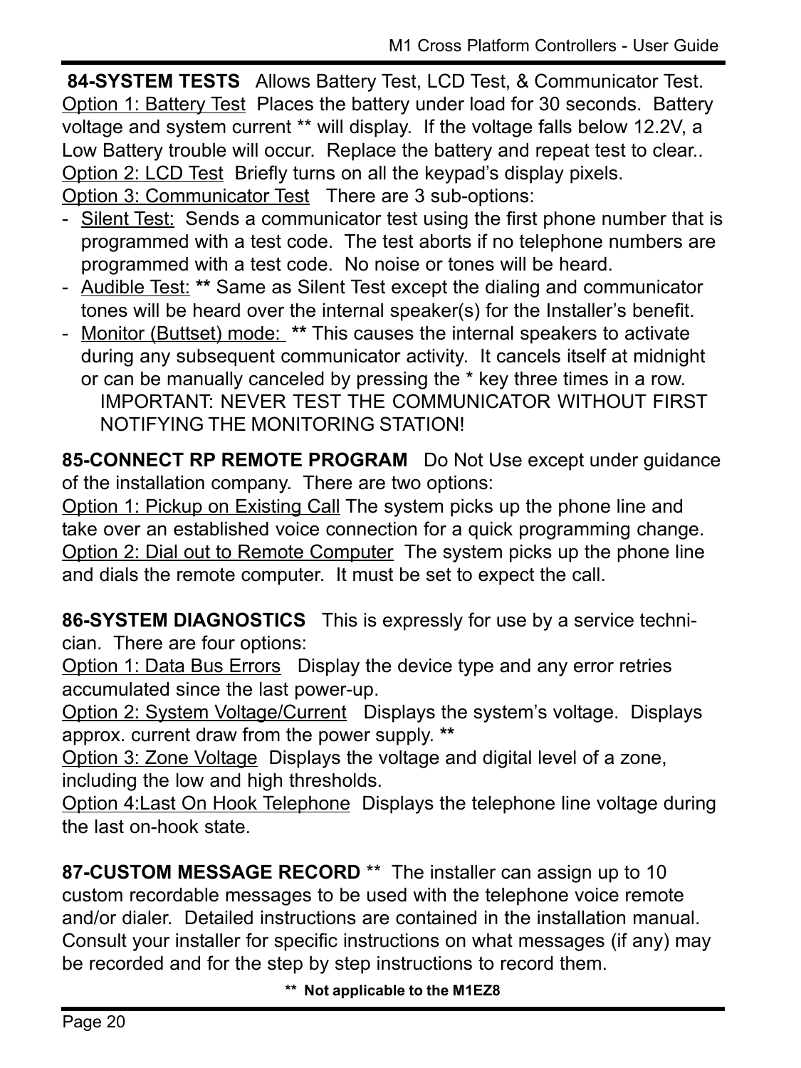**84-SYSTEM TESTS** Allows Battery Test, LCD Test, & Communicator Test.
Option 1: Battery Test Places the battery under load for 30 seconds. Battery voltage and system current ** will display. If the voltage falls below 12.2V, a Low Battery trouble will occur. Replace the battery and repeat test to clear..
Option 2: LCD Test Briefly turns on all the keypad's display pixels.
Option 3: Communicator Test There are 3 sub-options:

- Silent Test: Sends a communicator test using the first phone number that is programmed with a test code. The test aborts if no telephone numbers are programmed with a test code. No noise or tones will be heard.
- Audible Test: ** Same as Silent Test except the dialing and communicator tones will be heard over the internal speaker(s) for the Installer's benefit.
- Monitor (Buttset) mode: ** This causes the internal speakers to activate during any subsequent communicator activity. It cancels itself at midnight or can be manually canceled by pressing the * key three times in a row.

IMPORTANT: NEVER TEST THE COMMUNICATOR WITHOUT FIRST NOTIFYING THE MONITORING STATION!

**85-CONNECT RP REMOTE PROGRAM** Do Not Use except under guidance of the installation company. There are two options:
Option 1: Pickup on Existing Call The system picks up the phone line and take over an established voice connection for a quick programming change.
Option 2: Dial out to Remote Computer The system picks up the phone line and dials the remote computer. It must be set to expect the call.

**86-SYSTEM DIAGNOSTICS** This is expressly for use by a service technician. There are four options:
Option 1: Data Bus Errors Display the device type and any error retries accumulated since the last power-up.
Option 2: System Voltage/Current Displays the system's voltage. Displays approx. current draw from the power supply. **
Option 3: Zone Voltage Displays the voltage and digital level of a zone, including the low and high thresholds.
Option 4:Last On Hook Telephone Displays the telephone line voltage during the last on-hook state.

**87-CUSTOM MESSAGE RECORD** ** The installer can assign up to 10 custom recordable messages to be used with the telephone voice remote and/or dialer. Detailed instructions are contained in the installation manual. Consult your installer for specific instructions on what messages (if any) may be recorded and for the step by step instructions to record them.

**\*\* Not applicable to the M1EZ8**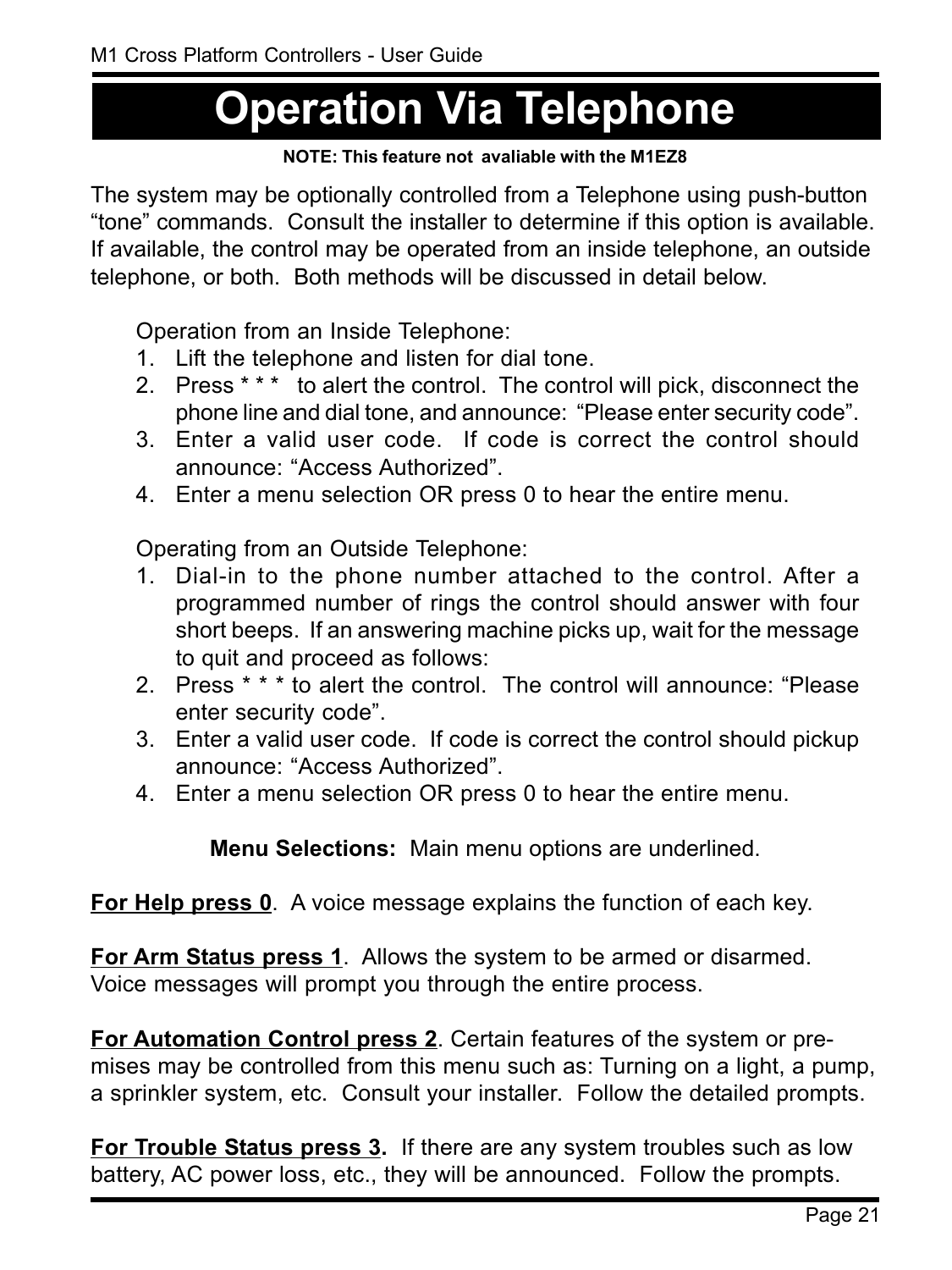# Operation Via Telephone

**NOTE: This feature not avaliable with the M1EZ8**

The system may be optionally controlled from a Telephone using push-button "tone" commands. Consult the installer to determine if this option is available. If available, the control may be operated from an inside telephone, an outside telephone, or both. Both methods will be discussed in detail below.

Operation from an Inside Telephone:

1. Lift the telephone and listen for dial tone.
2. Press * * * to alert the control. The control will pick, disconnect the phone line and dial tone, and announce: "Please enter security code".
3. Enter a valid user code. If code is correct the control should announce: "Access Authorized".
4. Enter a menu selection OR press 0 to hear the entire menu.

Operating from an Outside Telephone:

1. Dial-in to the phone number attached to the control. After a programmed number of rings the control should answer with four short beeps. If an answering machine picks up, wait for the message to quit and proceed as follows:
2. Press * * * to alert the control. The control will announce: "Please enter security code".
3. Enter a valid user code. If code is correct the control should pickup announce: "Access Authorized".
4. Enter a menu selection OR press 0 to hear the entire menu.

**Menu Selections:** Main menu options are underlined.

**<u>For Help press 0</u>**. A voice message explains the function of each key.

**<u>For Arm Status press 1</u>**. Allows the system to be armed or disarmed. Voice messages will prompt you through the entire process.

**<u>For Automation Control press 2</u>**. Certain features of the system or premises may be controlled from this menu such as: Turning on a light, a pump, a sprinkler system, etc. Consult your installer. Follow the detailed prompts.

**<u>For Trouble Status press 3</u>.** If there are any system troubles such as low battery, AC power loss, etc., they will be announced. Follow the prompts.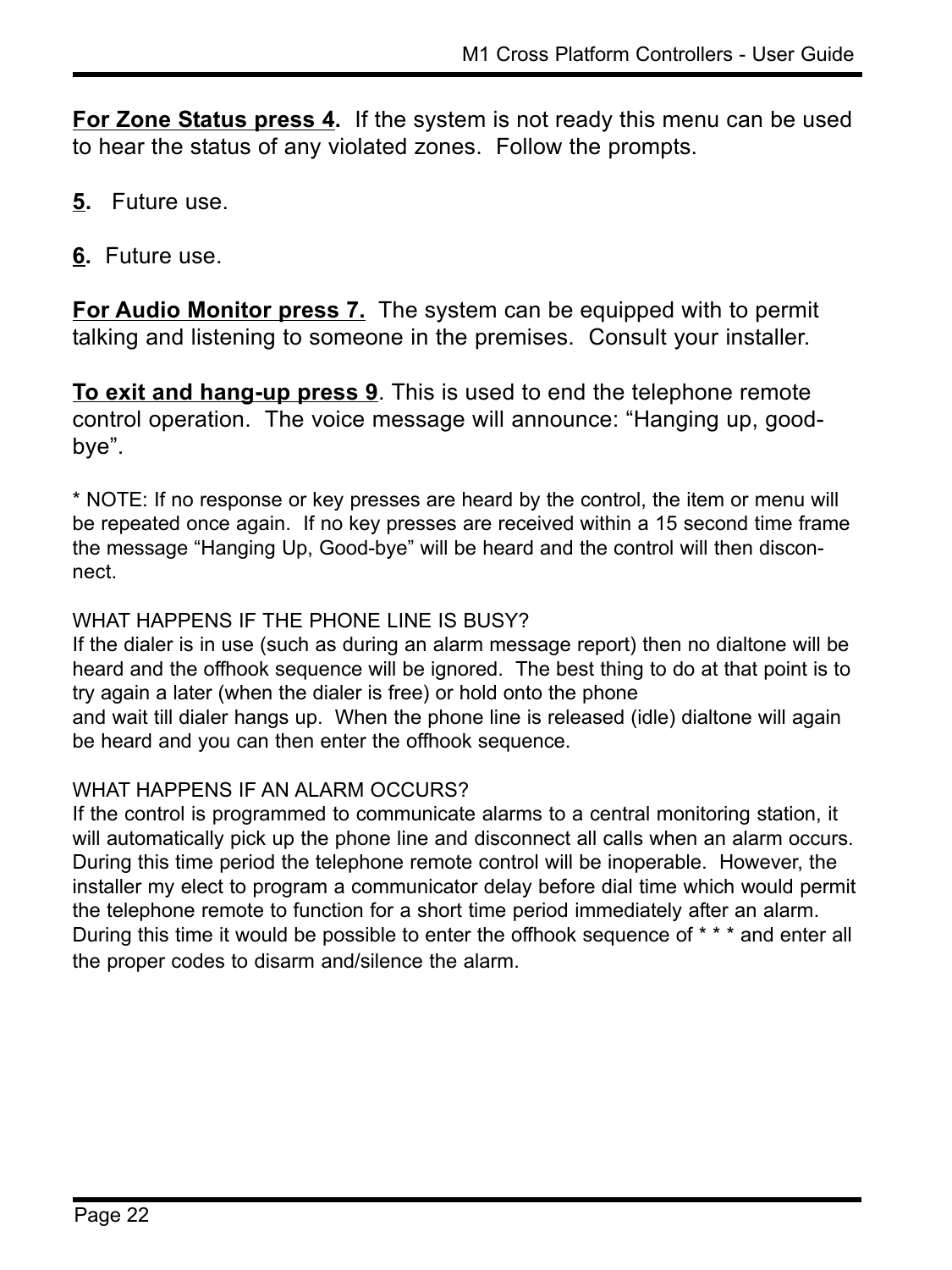**For Zone Status press 4.** If the system is not ready this menu can be used to hear the status of any violated zones. Follow the prompts.

**5.** Future use.

**6.** Future use.

**For Audio Monitor press 7.** The system can be equipped with to permit talking and listening to someone in the premises. Consult your installer.

**To exit and hang-up press 9**. This is used to end the telephone remote control operation. The voice message will announce: “Hanging up, good-bye”.

* NOTE: If no response or key presses are heard by the control, the item or menu will be repeated once again. If no key presses are received within a 15 second time frame the message “Hanging Up, Good-bye” will be heard and the control will then disconnect.

WHAT HAPPENS IF THE PHONE LINE IS BUSY?
If the dialer is in use (such as during an alarm message report) then no dialtone will be heard and the offhook sequence will be ignored. The best thing to do at that point is to try again a later (when the dialer is free) or hold onto the phone and wait till dialer hangs up. When the phone line is released (idle) dialtone will again be heard and you can then enter the offhook sequence.

WHAT HAPPENS IF AN ALARM OCCURS?
If the control is programmed to communicate alarms to a central monitoring station, it will automatically pick up the phone line and disconnect all calls when an alarm occurs. During this time period the telephone remote control will be inoperable. However, the installer my elect to program a communicator delay before dial time which would permit the telephone remote to function for a short time period immediately after an alarm. During this time it would be possible to enter the offhook sequence of * * * and enter all the proper codes to disarm and/silence the alarm.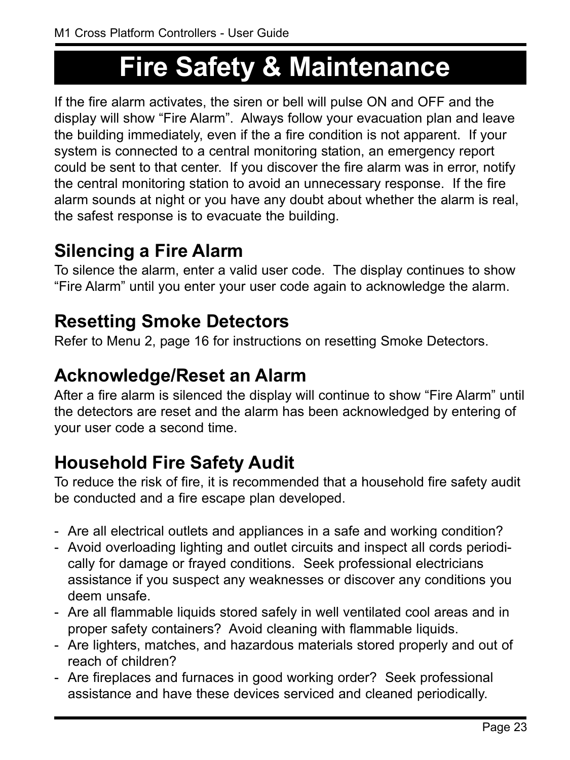# Fire Safety & Maintenance

If the fire alarm activates, the siren or bell will pulse ON and OFF and the display will show "Fire Alarm". Always follow your evacuation plan and leave the building immediately, even if the a fire condition is not apparent. If your system is connected to a central monitoring station, an emergency report could be sent to that center. If you discover the fire alarm was in error, notify the central monitoring station to avoid an unnecessary response. If the fire alarm sounds at night or you have any doubt about whether the alarm is real, the safest response is to evacuate the building.

## Silencing a Fire Alarm

To silence the alarm, enter a valid user code. The display continues to show "Fire Alarm" until you enter your user code again to acknowledge the alarm.

## Resetting Smoke Detectors

Refer to Menu 2, page 16 for instructions on resetting Smoke Detectors.

## Acknowledge/Reset an Alarm

After a fire alarm is silenced the display will continue to show "Fire Alarm" until the detectors are reset and the alarm has been acknowledged by entering of your user code a second time.

## Household Fire Safety Audit

To reduce the risk of fire, it is recommended that a household fire safety audit be conducted and a fire escape plan developed.

- Are all electrical outlets and appliances in a safe and working condition?
- Avoid overloading lighting and outlet circuits and inspect all cords periodically for damage or frayed conditions. Seek professional electricians assistance if you suspect any weaknesses or discover any conditions you deem unsafe.
- Are all flammable liquids stored safely in well ventilated cool areas and in proper safety containers? Avoid cleaning with flammable liquids.
- Are lighters, matches, and hazardous materials stored properly and out of reach of children?
- Are fireplaces and furnaces in good working order? Seek professional assistance and have these devices serviced and cleaned periodically.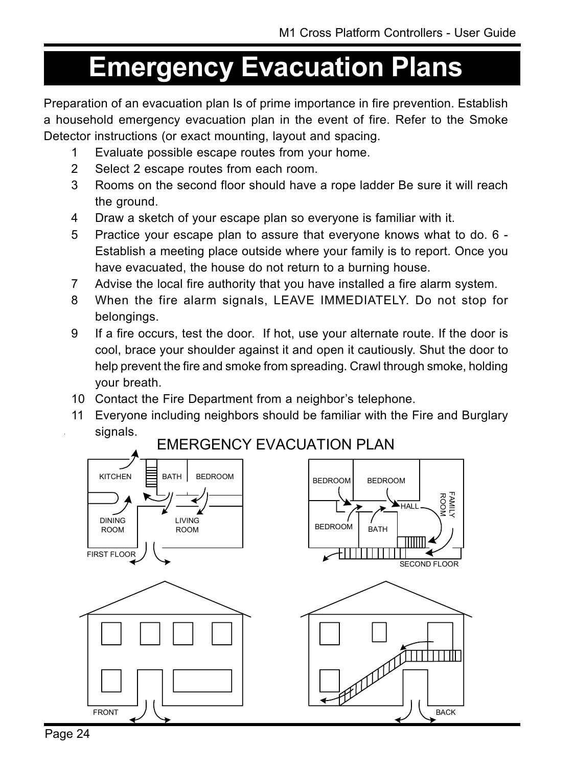# Emergency Evacuation Plans

Preparation of an evacuation plan Is of prime importance in fire prevention. Establish a household emergency evacuation plan in the event of fire. Refer to the Smoke Detector instructions (or exact mounting, layout and spacing.

1. Evaluate possible escape routes from your home.
2. Select 2 escape routes from each room.
3. Rooms on the second floor should have a rope ladder Be sure it will reach the ground.
4. Draw a sketch of your escape plan so everyone is familiar with it.
5. Practice your escape plan to assure that everyone knows what to do. 6 - Establish a meeting place outside where your family is to report. Once you have evacuated, the house do not return to a burning house.
7. Advise the local fire authority that you have installed a fire alarm system.
8. When the fire alarm signals, LEAVE IMMEDIATELY. Do not stop for belongings.
9. If a fire occurs, test the door. If hot, use your alternate route. If the door is cool, brace your shoulder against it and open it cautiously. Shut the door to help prevent the fire and smoke from spreading. Crawl through smoke, holding your breath.
10. Contact the Fire Department from a neighbor's telephone.
11. Everyone including neighbors should be familiar with the Fire and Burglary signals.

EMERGENCY EVACUATION PLAN

KITCHEN, BATH, BEDROOM, DINING ROOM, LIVING ROOM, FIRST FLOOR

BEDROOM, BEDROOM, BEDROOM, BATH, HALL, FAMILY ROOM, SECOND FLOOR

FRONT, BACK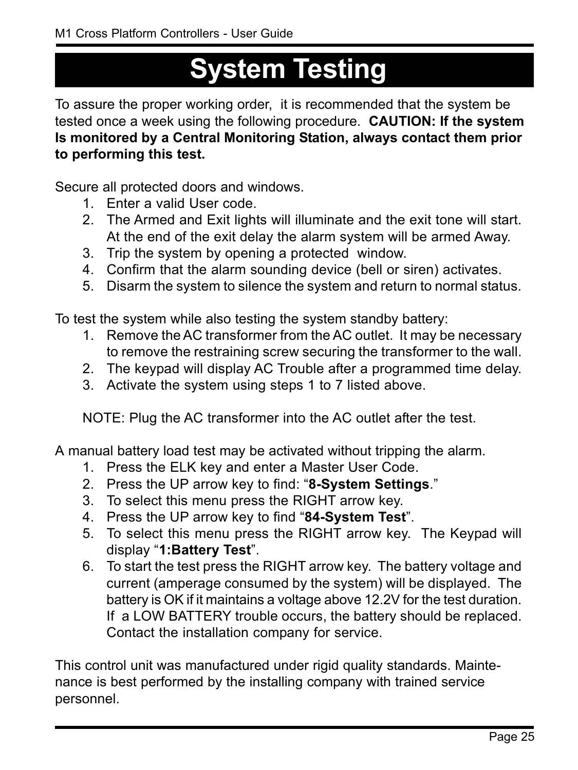# System Testing

To assure the proper working order, it is recommended that the system be tested once a week using the following procedure. **CAUTION: If the system Is monitored by a Central Monitoring Station, always contact them prior to performing this test.**

Secure all protected doors and windows.

1. Enter a valid User code.
2. The Armed and Exit lights will illuminate and the exit tone will start. At the end of the exit delay the alarm system will be armed Away.
3. Trip the system by opening a protected window.
4. Confirm that the alarm sounding device (bell or siren) activates.
5. Disarm the system to silence the system and return to normal status.

To test the system while also testing the system standby battery:

1. Remove the AC transformer from the AC outlet. It may be necessary to remove the restraining screw securing the transformer to the wall.
2. The keypad will display AC Trouble after a programmed time delay.
3. Activate the system using steps 1 to 7 listed above.

NOTE: Plug the AC transformer into the AC outlet after the test.

A manual battery load test may be activated without tripping the alarm.

1. Press the ELK key and enter a Master User Code.
2. Press the UP arrow key to find: "**8-System Settings**."
3. To select this menu press the RIGHT arrow key.
4. Press the UP arrow key to find "**84-System Test**".
5. To select this menu press the RIGHT arrow key. The Keypad will display "**1:Battery Test**".
6. To start the test press the RIGHT arrow key. The battery voltage and current (amperage consumed by the system) will be displayed. The battery is OK if it maintains a voltage above 12.2V for the test duration. If a LOW BATTERY trouble occurs, the battery should be replaced. Contact the installation company for service.

This control unit was manufactured under rigid quality standards. Maintenance is best performed by the installing company with trained service personnel.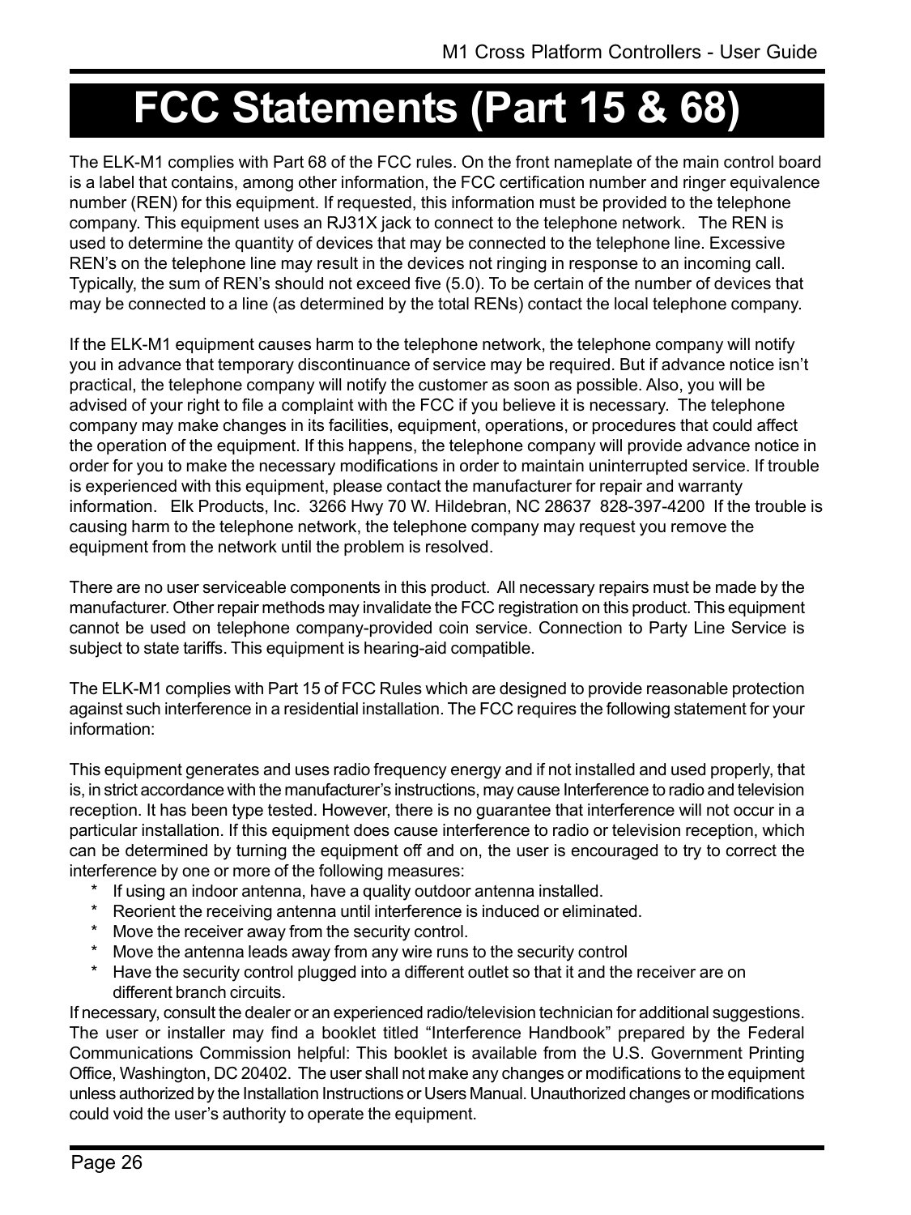# FCC Statements (Part 15 & 68)

The ELK-M1 complies with Part 68 of the FCC rules. On the front nameplate of the main control board is a label that contains, among other information, the FCC certification number and ringer equivalence number (REN) for this equipment. If requested, this information must be provided to the telephone company. This equipment uses an RJ31X jack to connect to the telephone network. The REN is used to determine the quantity of devices that may be connected to the telephone line. Excessive REN's on the telephone line may result in the devices not ringing in response to an incoming call. Typically, the sum of REN's should not exceed five (5.0). To be certain of the number of devices that may be connected to a line (as determined by the total RENs) contact the local telephone company.

If the ELK-M1 equipment causes harm to the telephone network, the telephone company will notify you in advance that temporary discontinuance of service may be required. But if advance notice isn't practical, the telephone company will notify the customer as soon as possible. Also, you will be advised of your right to file a complaint with the FCC if you believe it is necessary. The telephone company may make changes in its facilities, equipment, operations, or procedures that could affect the operation of the equipment. If this happens, the telephone company will provide advance notice in order for you to make the necessary modifications in order to maintain uninterrupted service. If trouble is experienced with this equipment, please contact the manufacturer for repair and warranty information. Elk Products, Inc. 3266 Hwy 70 W. Hildebran, NC 28637 828-397-4200 If the trouble is causing harm to the telephone network, the telephone company may request you remove the equipment from the network until the problem is resolved.

There are no user serviceable components in this product. All necessary repairs must be made by the manufacturer. Other repair methods may invalidate the FCC registration on this product. This equipment cannot be used on telephone company-provided coin service. Connection to Party Line Service is subject to state tariffs. This equipment is hearing-aid compatible.

The ELK-M1 complies with Part 15 of FCC Rules which are designed to provide reasonable protection against such interference in a residential installation. The FCC requires the following statement for your information:

This equipment generates and uses radio frequency energy and if not installed and used properly, that is, in strict accordance with the manufacturer's instructions, may cause Interference to radio and television reception. It has been type tested. However, there is no guarantee that interference will not occur in a particular installation. If this equipment does cause interference to radio or television reception, which can be determined by turning the equipment off and on, the user is encouraged to try to correct the interference by one or more of the following measures:

* If using an indoor antenna, have a quality outdoor antenna installed.
* Reorient the receiving antenna until interference is induced or eliminated.
* Move the receiver away from the security control.
* Move the antenna leads away from any wire runs to the security control
* Have the security control plugged into a different outlet so that it and the receiver are on different branch circuits.

If necessary, consult the dealer or an experienced radio/television technician for additional suggestions. The user or installer may find a booklet titled "Interference Handbook" prepared by the Federal Communications Commission helpful: This booklet is available from the U.S. Government Printing Office, Washington, DC 20402. The user shall not make any changes or modifications to the equipment unless authorized by the Installation Instructions or Users Manual. Unauthorized changes or modifications could void the user's authority to operate the equipment.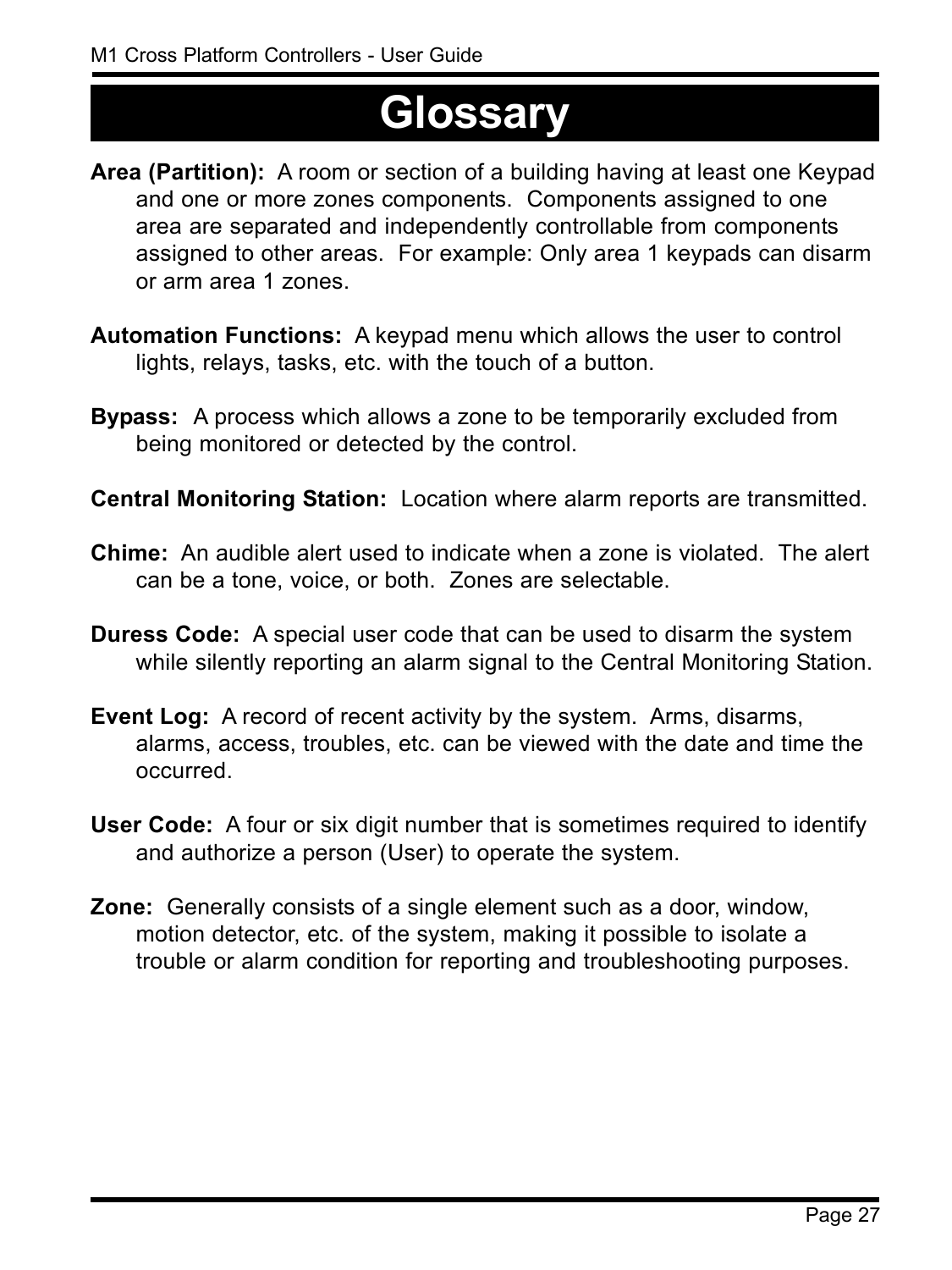# Glossary

**Area (Partition):** A room or section of a building having at least one Keypad and one or more zones components. Components assigned to one area are separated and independently controllable from components assigned to other areas. For example: Only area 1 keypads can disarm or arm area 1 zones.

**Automation Functions:** A keypad menu which allows the user to control lights, relays, tasks, etc. with the touch of a button.

**Bypass:** A process which allows a zone to be temporarily excluded from being monitored or detected by the control.

**Central Monitoring Station:** Location where alarm reports are transmitted.

**Chime:** An audible alert used to indicate when a zone is violated. The alert can be a tone, voice, or both. Zones are selectable.

**Duress Code:** A special user code that can be used to disarm the system while silently reporting an alarm signal to the Central Monitoring Station.

**Event Log:** A record of recent activity by the system. Arms, disarms, alarms, access, troubles, etc. can be viewed with the date and time the occurred.

**User Code:** A four or six digit number that is sometimes required to identify and authorize a person (User) to operate the system.

**Zone:** Generally consists of a single element such as a door, window, motion detector, etc. of the system, making it possible to isolate a trouble or alarm condition for reporting and troubleshooting purposes.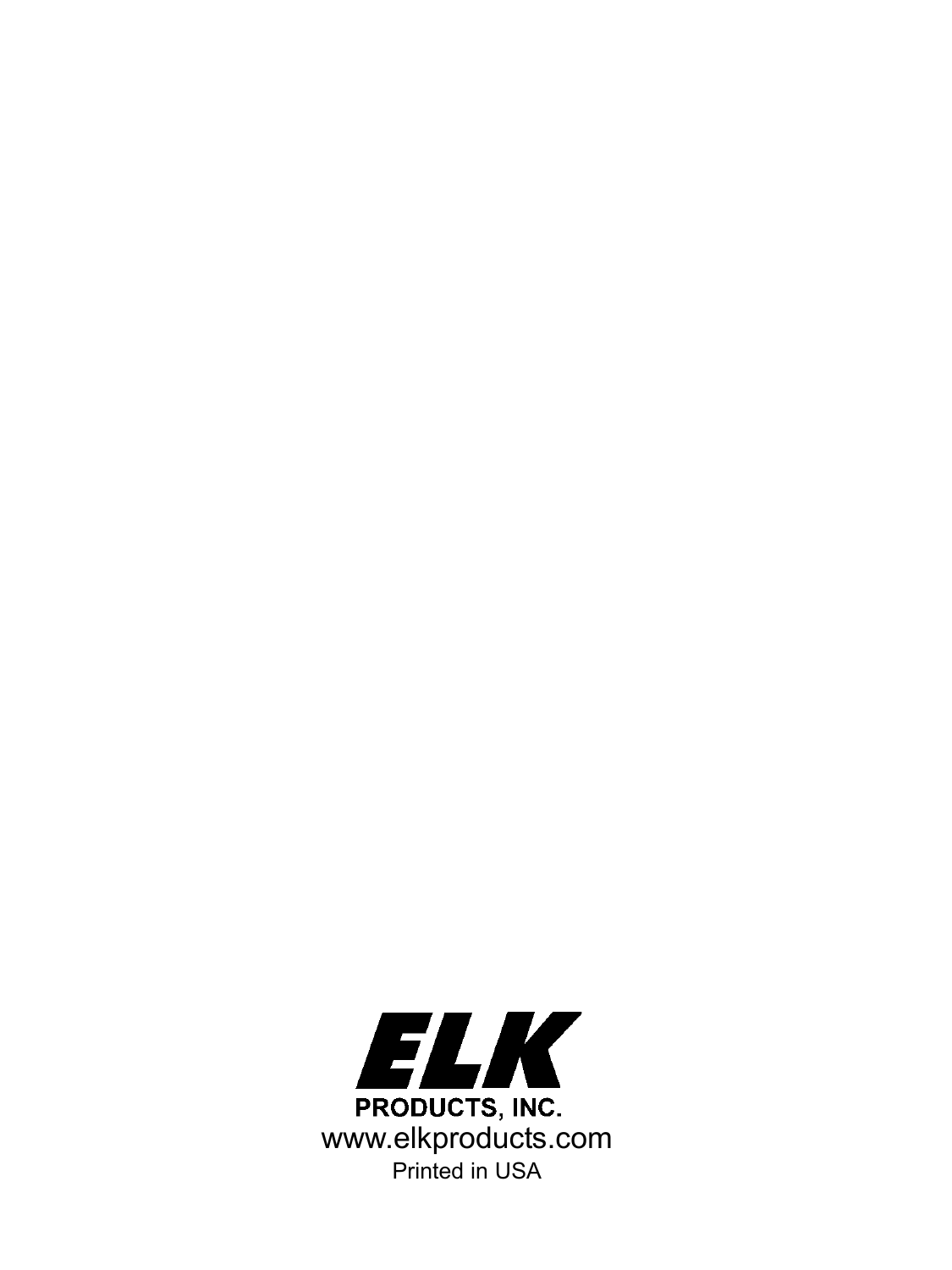**ELK**

**PRODUCTS, INC.**

www.elkproducts.com

Printed in USA